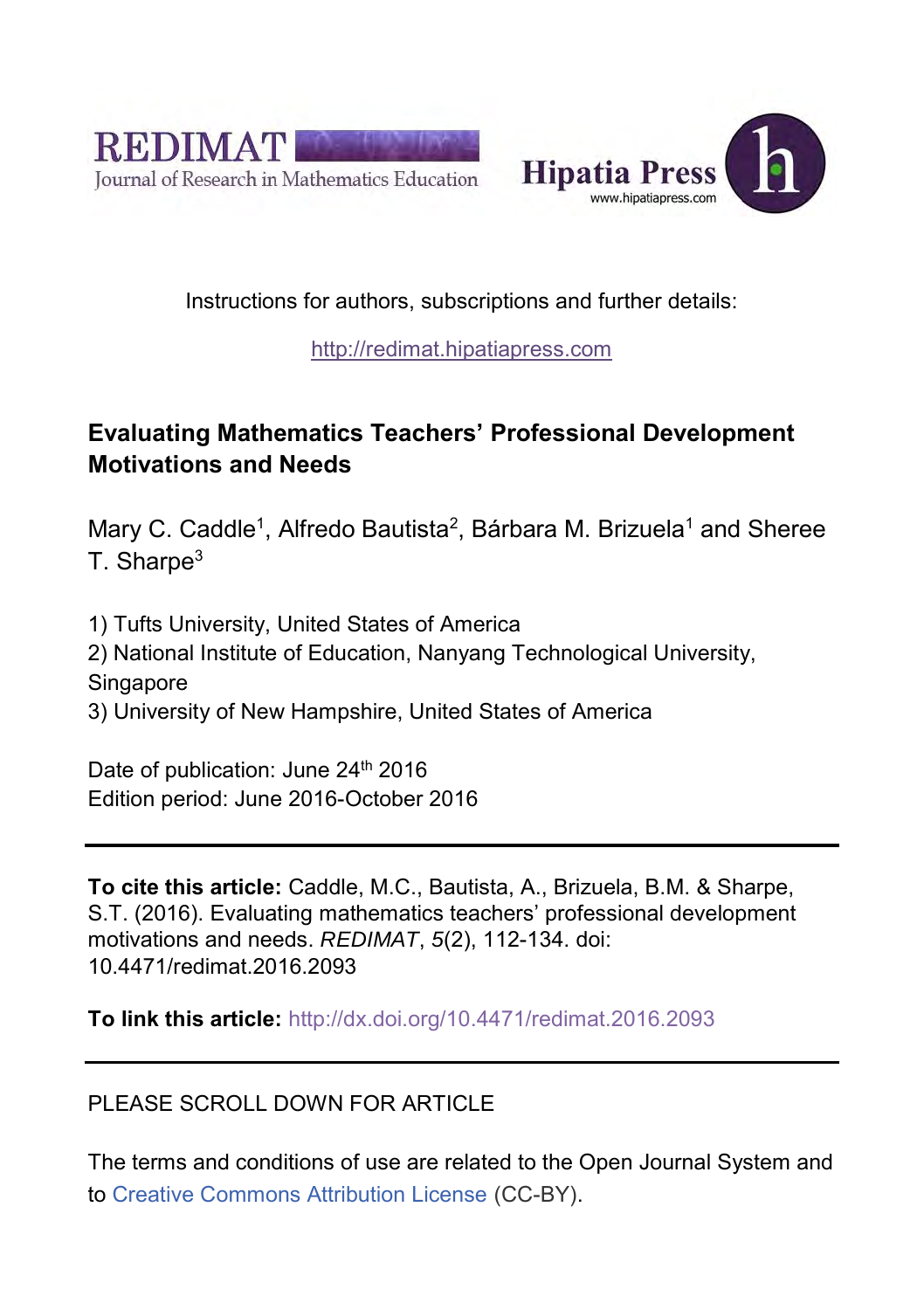REDIMAT
Journal of Research in Mathematics Education

Hipatia Press
www.hipatiapress.com

Instructions for authors, subscriptions and further details:

http://redimat.hipatiapress.com

# Evaluating Mathematics Teachers' Professional Development Motivations and Needs

Mary C. Caddle[1], Alfredo Bautista[2], Bárbara M. Brizuela[1] and Sheree T. Sharpe[3]

1) Tufts University, United States of America
2) National Institute of Education, Nanyang Technological University, Singapore
3) University of New Hampshire, United States of America

Date of publication: June 24th 2016
Edition period: June 2016-October 2016

---

**To cite this article:** Caddle, M.C., Bautista, A., Brizuela, B.M. & Sharpe, S.T. (2016). Evaluating mathematics teachers' professional development motivations and needs. *REDIMAT*, *5*(2), 112-134. doi: 10.4471/redimat.2016.2093

**To link this article:** http://dx.doi.org/10.4471/redimat.2016.2093

---

PLEASE SCROLL DOWN FOR ARTICLE

The terms and conditions of use are related to the Open Journal System and to Creative Commons Attribution License (CC-BY).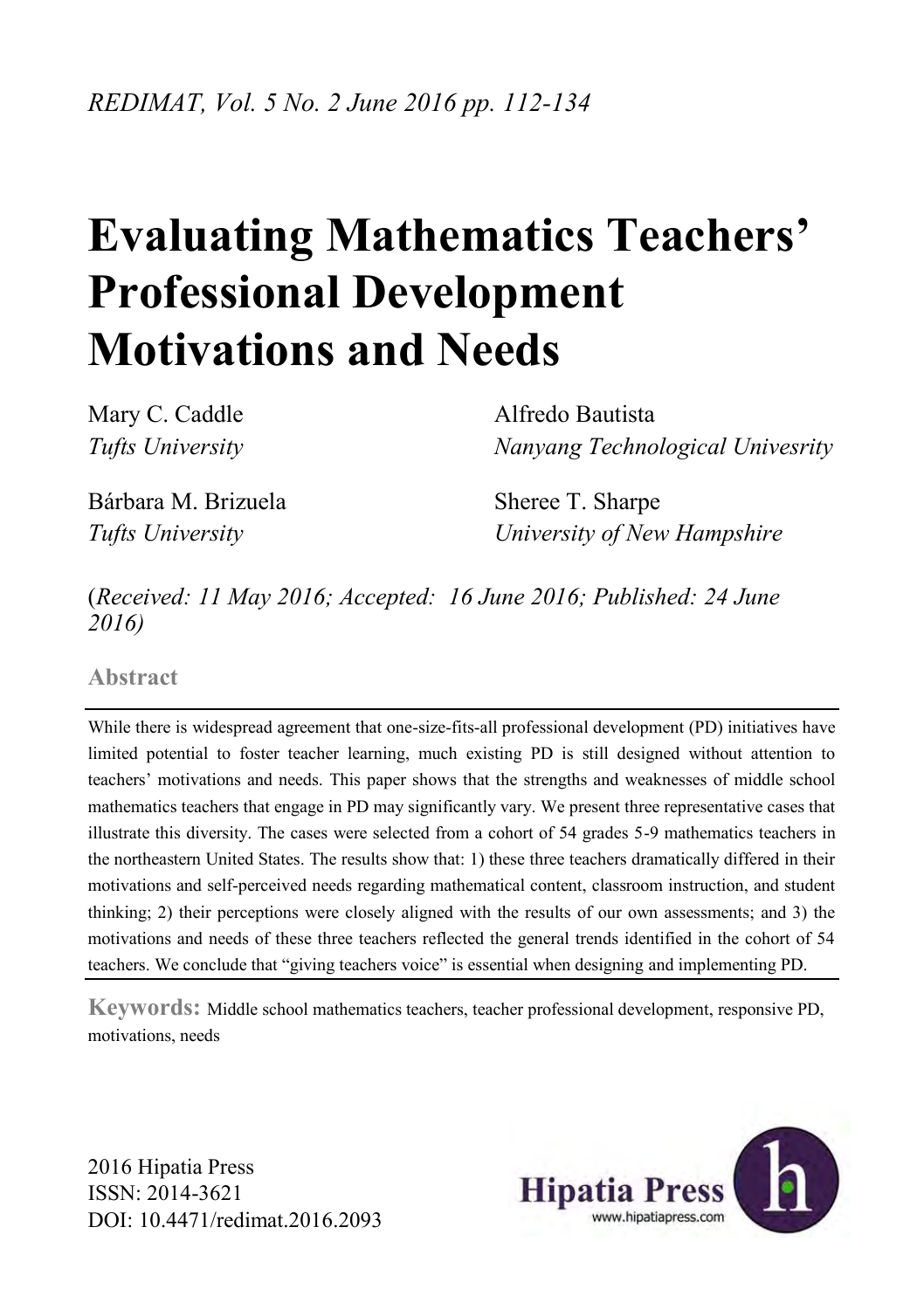# Evaluating Mathematics Teachers' Professional Development Motivations and Needs

Mary C. Caddle
*Tufts University*

Alfredo Bautista
*Nanyang Technological Univesrity*

Bárbara M. Brizuela
*Tufts University*

Sheree T. Sharpe
*University of New Hampshire*

(*Received: 11 May 2016; Accepted: 16 June 2016; Published: 24 June 2016)*

## Abstract

While there is widespread agreement that one-size-fits-all professional development (PD) initiatives have limited potential to foster teacher learning, much existing PD is still designed without attention to teachers' motivations and needs. This paper shows that the strengths and weaknesses of middle school mathematics teachers that engage in PD may significantly vary. We present three representative cases that illustrate this diversity. The cases were selected from a cohort of 54 grades 5-9 mathematics teachers in the northeastern United States. The results show that: 1) these three teachers dramatically differed in their motivations and self-perceived needs regarding mathematical content, classroom instruction, and student thinking; 2) their perceptions were closely aligned with the results of our own assessments; and 3) the motivations and needs of these three teachers reflected the general trends identified in the cohort of 54 teachers. We conclude that "giving teachers voice" is essential when designing and implementing PD.

**Keywords:** Middle school mathematics teachers, teacher professional development, responsive PD, motivations, needs

2016 Hipatia Press
ISSN: 2014-3621
DOI: 10.4471/redimat.2016.2093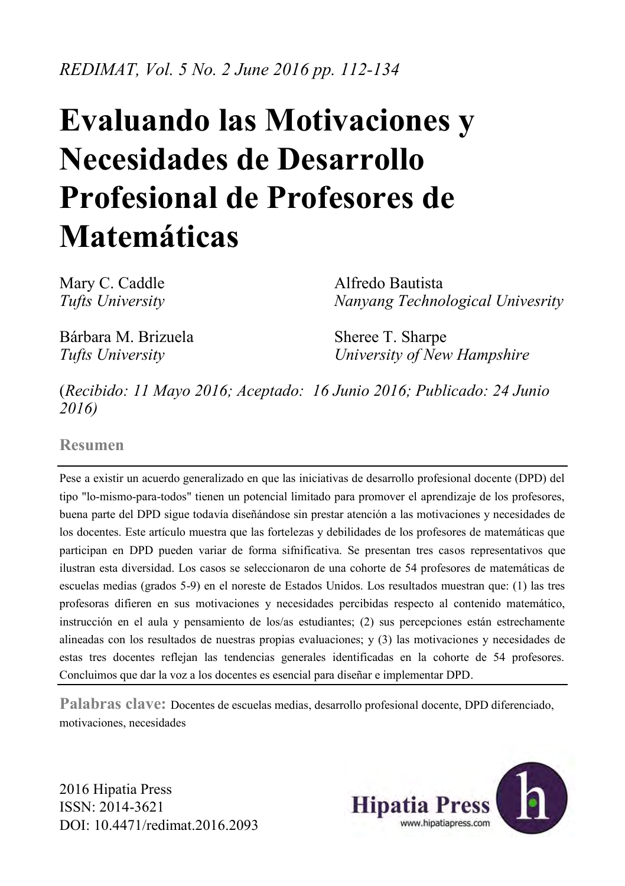REDIMAT, Vol. 5 No. 2 June 2016 pp. 112-134

# Evaluando las Motivaciones y Necesidades de Desarrollo Profesional de Profesores de Matemáticas

Mary C. Caddle
*Tufts University*

Alfredo Bautista
*Nanyang Technological Univesrity*

Bárbara M. Brizuela
*Tufts University*

Sheree T. Sharpe
*University of New Hampshire*

(*Recibido: 11 Mayo 2016; Aceptado: 16 Junio 2016; Publicado: 24 Junio 2016)*

## Resumen

Pese a existir un acuerdo generalizado en que las iniciativas de desarrollo profesional docente (DPD) del tipo "lo-mismo-para-todos" tienen un potencial limitado para promover el aprendizaje de los profesores, buena parte del DPD sigue todavía diseñándose sin prestar atención a las motivaciones y necesidades de los docentes. Este artículo muestra que las fortelezas y debilidades de los profesores de matemáticas que participan en DPD pueden variar de forma sifnificativa. Se presentan tres casos representativos que ilustran esta diversidad. Los casos se seleccionaron de una cohorte de 54 profesores de matemáticas de escuelas medias (grados 5-9) en el noreste de Estados Unidos. Los resultados muestran que: (1) las tres profesoras difieren en sus motivaciones y necesidades percibidas respecto al contenido matemático, instrucción en el aula y pensamiento de los/as estudiantes; (2) sus percepciones están estrechamente alineadas con los resultados de nuestras propias evaluaciones; y (3) las motivaciones y necesidades de estas tres docentes reflejan las tendencias generales identificadas en la cohorte de 54 profesores. Concluimos que dar la voz a los docentes es esencial para diseñar e implementar DPD.

**Palabras clave:** Docentes de escuelas medias, desarrollo profesional docente, DPD diferenciado, motivaciones, necesidades

2016 Hipatia Press
ISSN: 2014-3621
DOI: 10.4471/redimat.2016.2093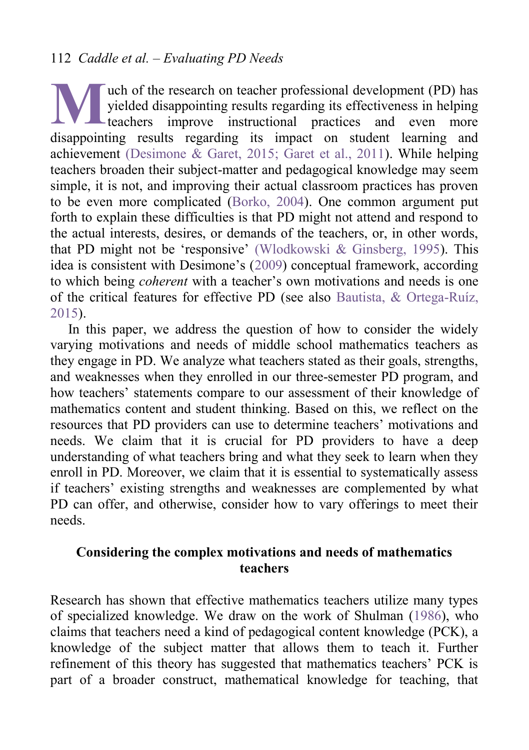Much of the research on teacher professional development (PD) has yielded disappointing results regarding its effectiveness in helping teachers improve instructional practices and even more disappointing results regarding its impact on student learning and achievement (Desimone & Garet, 2015; Garet et al., 2011). While helping teachers broaden their subject-matter and pedagogical knowledge may seem simple, it is not, and improving their actual classroom practices has proven to be even more complicated (Borko, 2004). One common argument put forth to explain these difficulties is that PD might not attend and respond to the actual interests, desires, or demands of the teachers, or, in other words, that PD might not be 'responsive' (Wlodkowski & Ginsberg, 1995). This idea is consistent with Desimone's (2009) conceptual framework, according to which being *coherent* with a teacher's own motivations and needs is one of the critical features for effective PD (see also Bautista, & Ortega-Ruíz, 2015).

In this paper, we address the question of how to consider the widely varying motivations and needs of middle school mathematics teachers as they engage in PD. We analyze what teachers stated as their goals, strengths, and weaknesses when they enrolled in our three-semester PD program, and how teachers' statements compare to our assessment of their knowledge of mathematics content and student thinking. Based on this, we reflect on the resources that PD providers can use to determine teachers' motivations and needs. We claim that it is crucial for PD providers to have a deep understanding of what teachers bring and what they seek to learn when they enroll in PD. Moreover, we claim that it is essential to systematically assess if teachers' existing strengths and weaknesses are complemented by what PD can offer, and otherwise, consider how to vary offerings to meet their needs.

## Considering the complex motivations and needs of mathematics teachers

Research has shown that effective mathematics teachers utilize many types of specialized knowledge. We draw on the work of Shulman (1986), who claims that teachers need a kind of pedagogical content knowledge (PCK), a knowledge of the subject matter that allows them to teach it. Further refinement of this theory has suggested that mathematics teachers' PCK is part of a broader construct, mathematical knowledge for teaching, that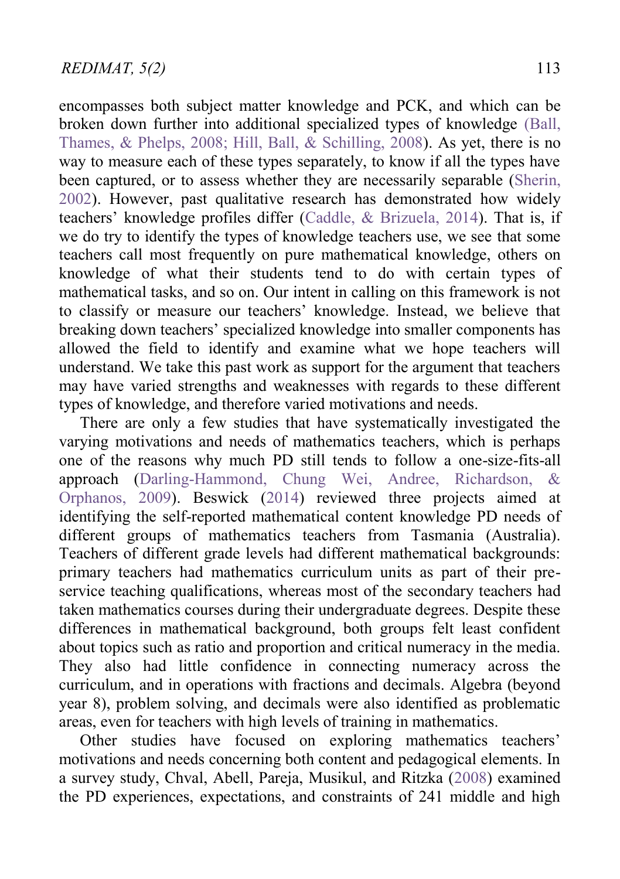encompasses both subject matter knowledge and PCK, and which can be broken down further into additional specialized types of knowledge (Ball, Thames, & Phelps, 2008; Hill, Ball, & Schilling, 2008). As yet, there is no way to measure each of these types separately, to know if all the types have been captured, or to assess whether they are necessarily separable (Sherin, 2002). However, past qualitative research has demonstrated how widely teachers' knowledge profiles differ (Caddle, & Brizuela, 2014). That is, if we do try to identify the types of knowledge teachers use, we see that some teachers call most frequently on pure mathematical knowledge, others on knowledge of what their students tend to do with certain types of mathematical tasks, and so on. Our intent in calling on this framework is not to classify or measure our teachers' knowledge. Instead, we believe that breaking down teachers' specialized knowledge into smaller components has allowed the field to identify and examine what we hope teachers will understand. We take this past work as support for the argument that teachers may have varied strengths and weaknesses with regards to these different types of knowledge, and therefore varied motivations and needs.

There are only a few studies that have systematically investigated the varying motivations and needs of mathematics teachers, which is perhaps one of the reasons why much PD still tends to follow a one-size-fits-all approach (Darling-Hammond, Chung Wei, Andree, Richardson, & Orphanos, 2009). Beswick (2014) reviewed three projects aimed at identifying the self-reported mathematical content knowledge PD needs of different groups of mathematics teachers from Tasmania (Australia). Teachers of different grade levels had different mathematical backgrounds: primary teachers had mathematics curriculum units as part of their pre-service teaching qualifications, whereas most of the secondary teachers had taken mathematics courses during their undergraduate degrees. Despite these differences in mathematical background, both groups felt least confident about topics such as ratio and proportion and critical numeracy in the media. They also had little confidence in connecting numeracy across the curriculum, and in operations with fractions and decimals. Algebra (beyond year 8), problem solving, and decimals were also identified as problematic areas, even for teachers with high levels of training in mathematics.

Other studies have focused on exploring mathematics teachers' motivations and needs concerning both content and pedagogical elements. In a survey study, Chval, Abell, Pareja, Musikul, and Ritzka (2008) examined the PD experiences, expectations, and constraints of 241 middle and high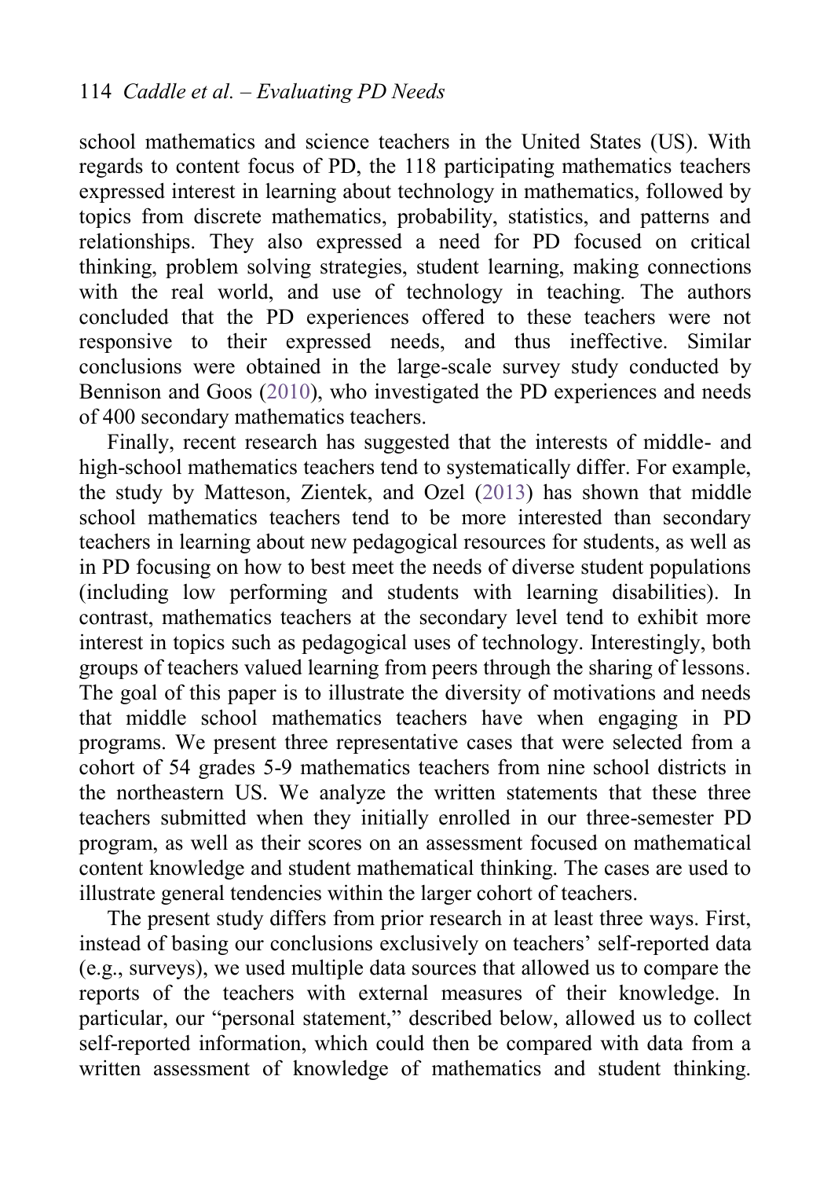school mathematics and science teachers in the United States (US). With regards to content focus of PD, the 118 participating mathematics teachers expressed interest in learning about technology in mathematics, followed by topics from discrete mathematics, probability, statistics, and patterns and relationships. They also expressed a need for PD focused on critical thinking, problem solving strategies, student learning, making connections with the real world, and use of technology in teaching. The authors concluded that the PD experiences offered to these teachers were not responsive to their expressed needs, and thus ineffective. Similar conclusions were obtained in the large-scale survey study conducted by Bennison and Goos (2010), who investigated the PD experiences and needs of 400 secondary mathematics teachers.

Finally, recent research has suggested that the interests of middle- and high-school mathematics teachers tend to systematically differ. For example, the study by Matteson, Zientek, and Ozel (2013) has shown that middle school mathematics teachers tend to be more interested than secondary teachers in learning about new pedagogical resources for students, as well as in PD focusing on how to best meet the needs of diverse student populations (including low performing and students with learning disabilities). In contrast, mathematics teachers at the secondary level tend to exhibit more interest in topics such as pedagogical uses of technology. Interestingly, both groups of teachers valued learning from peers through the sharing of lessons. The goal of this paper is to illustrate the diversity of motivations and needs that middle school mathematics teachers have when engaging in PD programs. We present three representative cases that were selected from a cohort of 54 grades 5-9 mathematics teachers from nine school districts in the northeastern US. We analyze the written statements that these three teachers submitted when they initially enrolled in our three-semester PD program, as well as their scores on an assessment focused on mathematical content knowledge and student mathematical thinking. The cases are used to illustrate general tendencies within the larger cohort of teachers.

The present study differs from prior research in at least three ways. First, instead of basing our conclusions exclusively on teachers' self-reported data (e.g., surveys), we used multiple data sources that allowed us to compare the reports of the teachers with external measures of their knowledge. In particular, our "personal statement," described below, allowed us to collect self-reported information, which could then be compared with data from a written assessment of knowledge of mathematics and student thinking.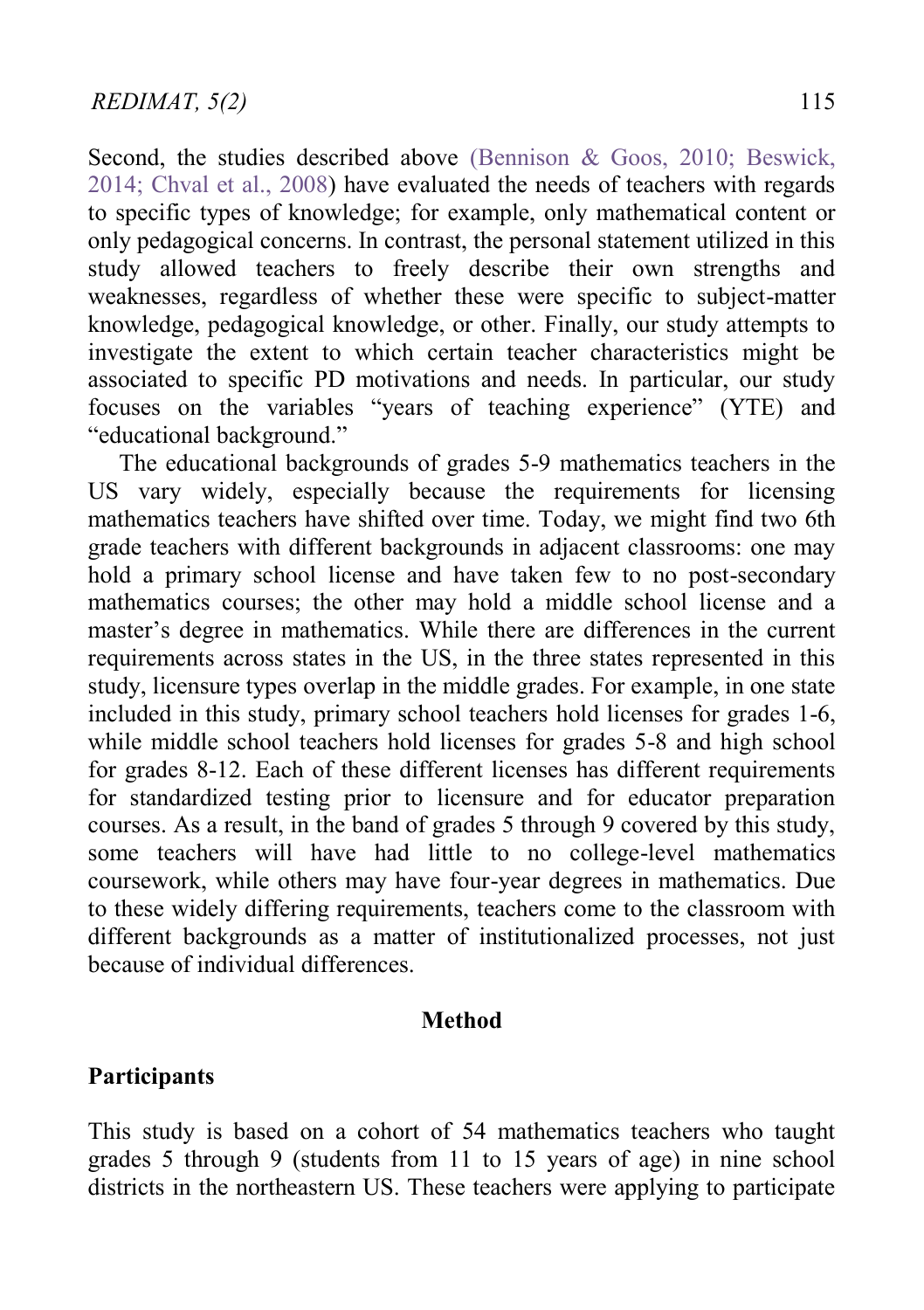Second, the studies described above (Bennison & Goos, 2010; Beswick, 2014; Chval et al., 2008) have evaluated the needs of teachers with regards to specific types of knowledge; for example, only mathematical content or only pedagogical concerns. In contrast, the personal statement utilized in this study allowed teachers to freely describe their own strengths and weaknesses, regardless of whether these were specific to subject-matter knowledge, pedagogical knowledge, or other. Finally, our study attempts to investigate the extent to which certain teacher characteristics might be associated to specific PD motivations and needs. In particular, our study focuses on the variables "years of teaching experience" (YTE) and "educational background."

The educational backgrounds of grades 5-9 mathematics teachers in the US vary widely, especially because the requirements for licensing mathematics teachers have shifted over time. Today, we might find two 6th grade teachers with different backgrounds in adjacent classrooms: one may hold a primary school license and have taken few to no post-secondary mathematics courses; the other may hold a middle school license and a master's degree in mathematics. While there are differences in the current requirements across states in the US, in the three states represented in this study, licensure types overlap in the middle grades. For example, in one state included in this study, primary school teachers hold licenses for grades 1-6, while middle school teachers hold licenses for grades 5-8 and high school for grades 8-12. Each of these different licenses has different requirements for standardized testing prior to licensure and for educator preparation courses. As a result, in the band of grades 5 through 9 covered by this study, some teachers will have had little to no college-level mathematics coursework, while others may have four-year degrees in mathematics. Due to these widely differing requirements, teachers come to the classroom with different backgrounds as a matter of institutionalized processes, not just because of individual differences.

## Method

### Participants

This study is based on a cohort of 54 mathematics teachers who taught grades 5 through 9 (students from 11 to 15 years of age) in nine school districts in the northeastern US. These teachers were applying to participate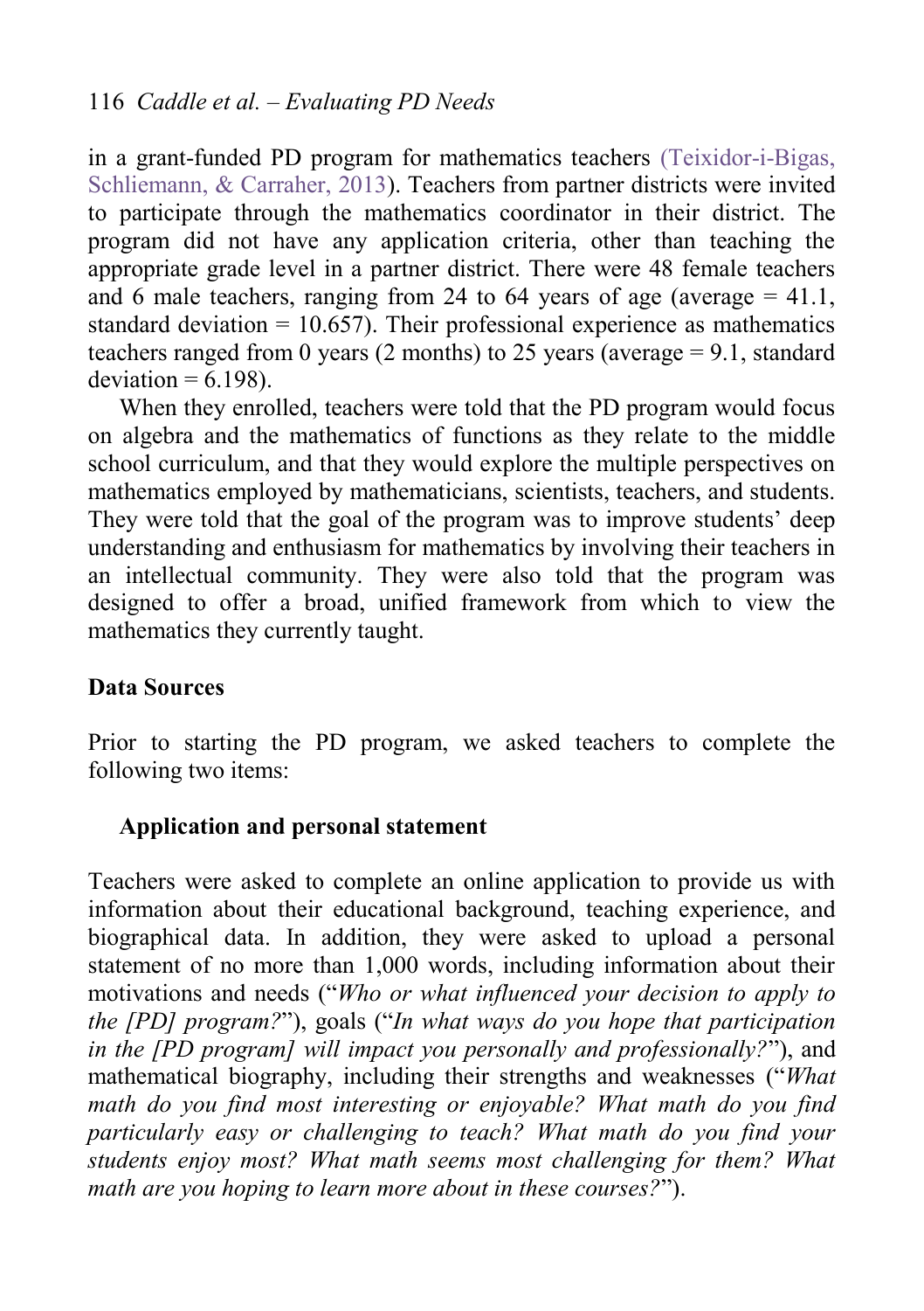in a grant-funded PD program for mathematics teachers (Teixidor-i-Bigas, Schliemann, & Carraher, 2013). Teachers from partner districts were invited to participate through the mathematics coordinator in their district. The program did not have any application criteria, other than teaching the appropriate grade level in a partner district. There were 48 female teachers and 6 male teachers, ranging from 24 to 64 years of age (average = 41.1, standard deviation = 10.657). Their professional experience as mathematics teachers ranged from 0 years (2 months) to 25 years (average = 9.1, standard deviation = 6.198).

When they enrolled, teachers were told that the PD program would focus on algebra and the mathematics of functions as they relate to the middle school curriculum, and that they would explore the multiple perspectives on mathematics employed by mathematicians, scientists, teachers, and students. They were told that the goal of the program was to improve students' deep understanding and enthusiasm for mathematics by involving their teachers in an intellectual community. They were also told that the program was designed to offer a broad, unified framework from which to view the mathematics they currently taught.

## Data Sources

Prior to starting the PD program, we asked teachers to complete the following two items:

### Application and personal statement

Teachers were asked to complete an online application to provide us with information about their educational background, teaching experience, and biographical data. In addition, they were asked to upload a personal statement of no more than 1,000 words, including information about their motivations and needs ("*Who or what influenced your decision to apply to the [PD] program?*"), goals ("*In what ways do you hope that participation in the [PD program] will impact you personally and professionally?*"), and mathematical biography, including their strengths and weaknesses ("*What math do you find most interesting or enjoyable? What math do you find particularly easy or challenging to teach? What math do you find your students enjoy most? What math seems most challenging for them? What math are you hoping to learn more about in these courses?*").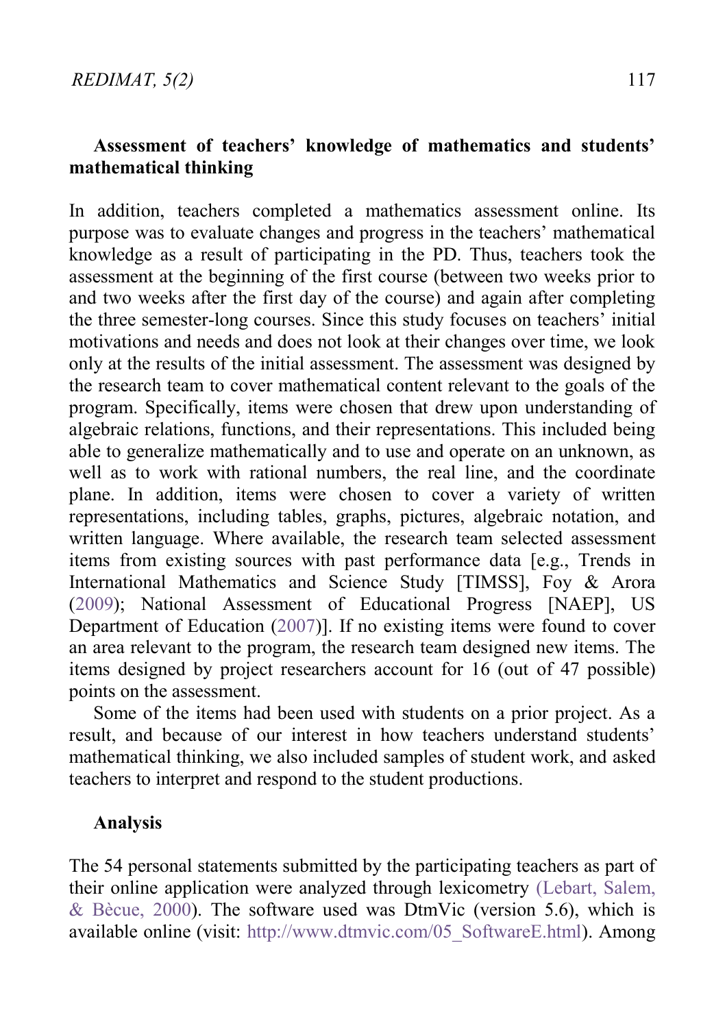### Assessment of teachers' knowledge of mathematics and students' mathematical thinking

In addition, teachers completed a mathematics assessment online. Its purpose was to evaluate changes and progress in the teachers' mathematical knowledge as a result of participating in the PD. Thus, teachers took the assessment at the beginning of the first course (between two weeks prior to and two weeks after the first day of the course) and again after completing the three semester-long courses. Since this study focuses on teachers' initial motivations and needs and does not look at their changes over time, we look only at the results of the initial assessment. The assessment was designed by the research team to cover mathematical content relevant to the goals of the program. Specifically, items were chosen that drew upon understanding of algebraic relations, functions, and their representations. This included being able to generalize mathematically and to use and operate on an unknown, as well as to work with rational numbers, the real line, and the coordinate plane. In addition, items were chosen to cover a variety of written representations, including tables, graphs, pictures, algebraic notation, and written language. Where available, the research team selected assessment items from existing sources with past performance data [e.g., Trends in International Mathematics and Science Study [TIMSS], Foy & Arora (2009); National Assessment of Educational Progress [NAEP], US Department of Education (2007)]. If no existing items were found to cover an area relevant to the program, the research team designed new items. The items designed by project researchers account for 16 (out of 47 possible) points on the assessment.

Some of the items had been used with students on a prior project. As a result, and because of our interest in how teachers understand students' mathematical thinking, we also included samples of student work, and asked teachers to interpret and respond to the student productions.

### Analysis

The 54 personal statements submitted by the participating teachers as part of their online application were analyzed through lexicometry (Lebart, Salem, & Bècue, 2000). The software used was DtmVic (version 5.6), which is available online (visit: http://www.dtmvic.com/05_SoftwareE.html). Among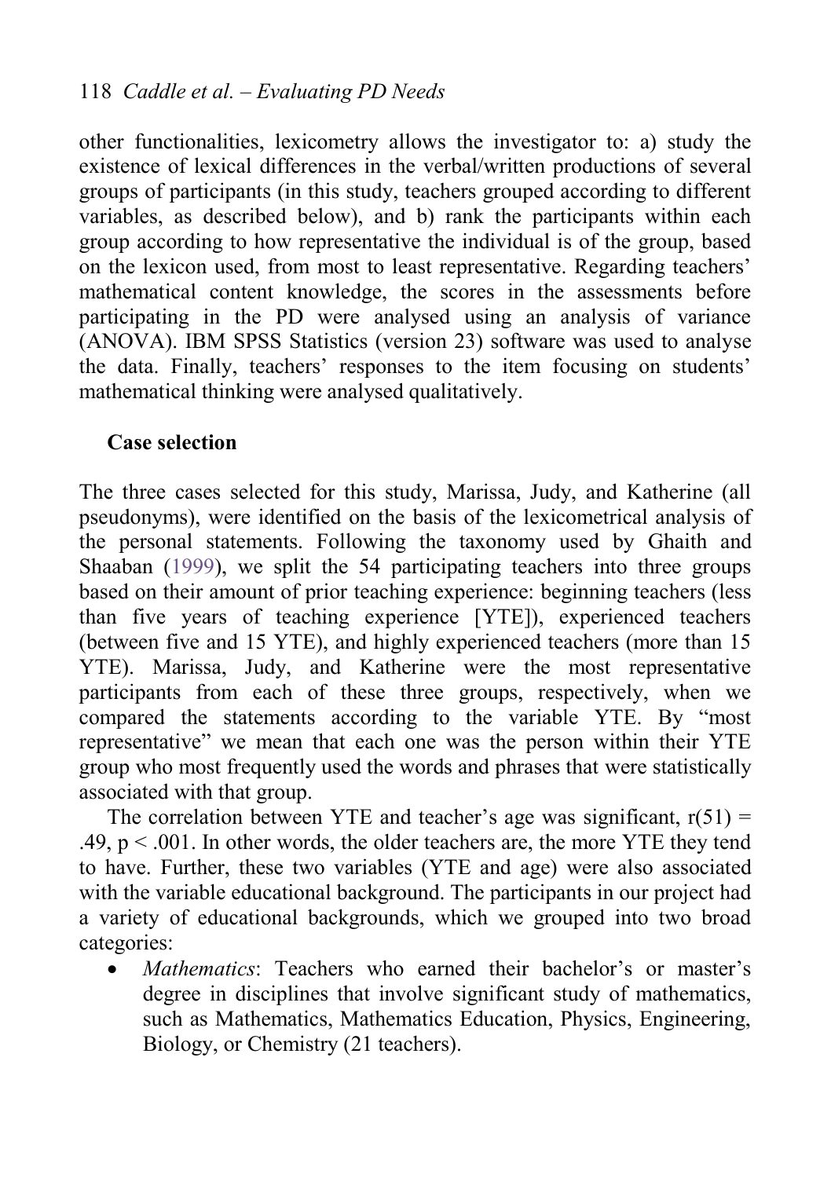other functionalities, lexicometry allows the investigator to: a) study the existence of lexical differences in the verbal/written productions of several groups of participants (in this study, teachers grouped according to different variables, as described below), and b) rank the participants within each group according to how representative the individual is of the group, based on the lexicon used, from most to least representative. Regarding teachers' mathematical content knowledge, the scores in the assessments before participating in the PD were analysed using an analysis of variance (ANOVA). IBM SPSS Statistics (version 23) software was used to analyse the data. Finally, teachers' responses to the item focusing on students' mathematical thinking were analysed qualitatively.

### Case selection

The three cases selected for this study, Marissa, Judy, and Katherine (all pseudonyms), were identified on the basis of the lexicometrical analysis of the personal statements. Following the taxonomy used by Ghaith and Shaaban (1999), we split the 54 participating teachers into three groups based on their amount of prior teaching experience: beginning teachers (less than five years of teaching experience [YTE]), experienced teachers (between five and 15 YTE), and highly experienced teachers (more than 15 YTE). Marissa, Judy, and Katherine were the most representative participants from each of these three groups, respectively, when we compared the statements according to the variable YTE. By "most representative" we mean that each one was the person within their YTE group who most frequently used the words and phrases that were statistically associated with that group.

The correlation between YTE and teacher's age was significant, $r(51) = .49$, $p < .001$. In other words, the older teachers are, the more YTE they tend to have. Further, these two variables (YTE and age) were also associated with the variable educational background. The participants in our project had a variety of educational backgrounds, which we grouped into two broad categories:

- *Mathematics*: Teachers who earned their bachelor's or master's degree in disciplines that involve significant study of mathematics, such as Mathematics, Mathematics Education, Physics, Engineering, Biology, or Chemistry (21 teachers).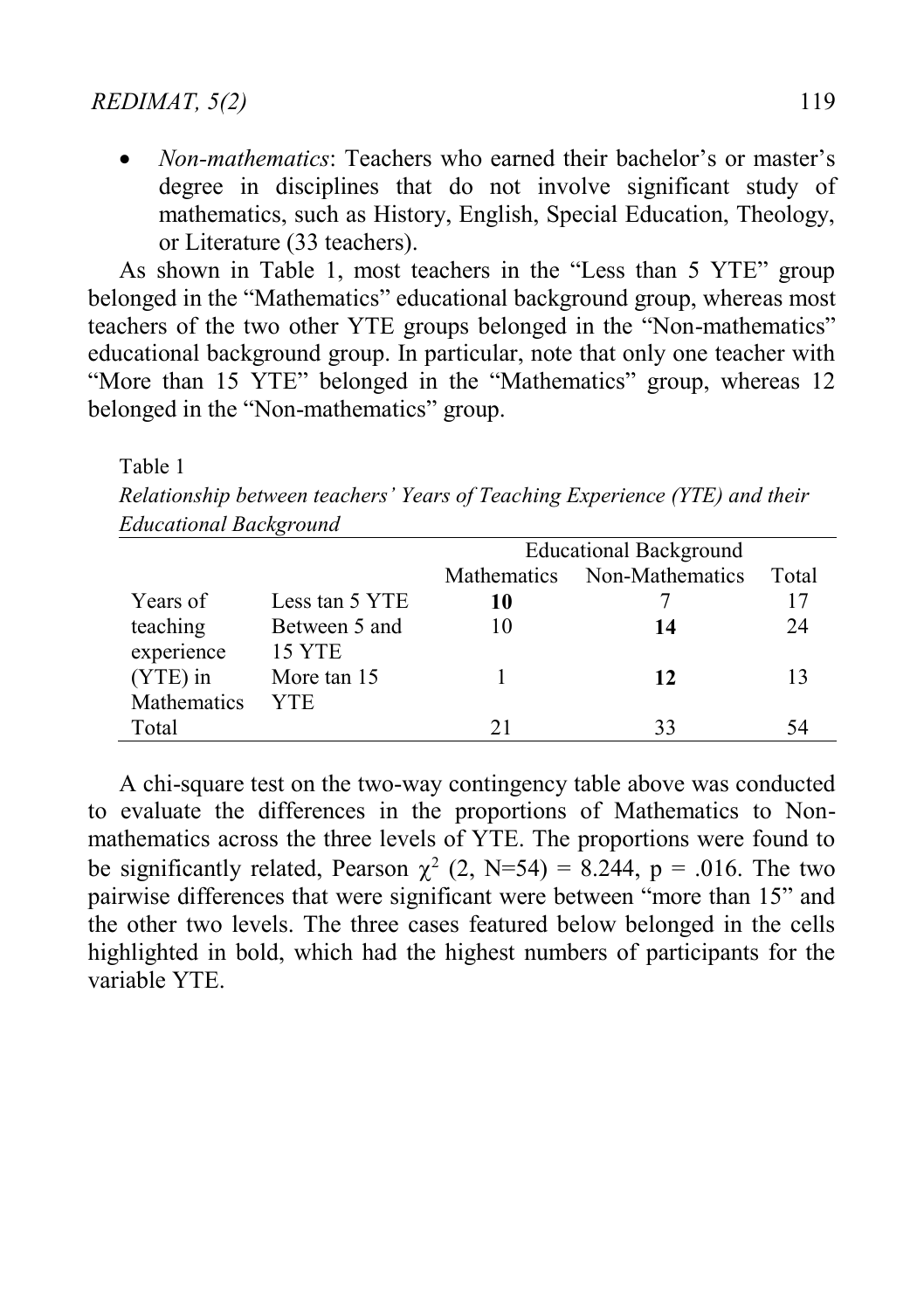- *Non-mathematics*: Teachers who earned their bachelor's or master's degree in disciplines that do not involve significant study of mathematics, such as History, English, Special Education, Theology, or Literature (33 teachers).

As shown in Table 1, most teachers in the "Less than 5 YTE" group belonged in the "Mathematics" educational background group, whereas most teachers of the two other YTE groups belonged in the "Non-mathematics" educational background group. In particular, note that only one teacher with "More than 15 YTE" belonged in the "Mathematics" group, whereas 12 belonged in the "Non-mathematics" group.

Table 1
*Relationship between teachers' Years of Teaching Experience (YTE) and their Educational Background*

| | | Educational Background | | |
|---|---|---|---|---|
| | | Mathematics | Non-Mathematics | Total |
| Years of teaching experience (YTE) in Mathematics | Less tan 5 YTE | **10** | 7 | 17 |
| | Between 5 and 15 YTE | 10 | **14** | 24 |
| | More tan 15 YTE | 1 | **12** | 13 |
| Total | | 21 | 33 | 54 |

A chi-square test on the two-way contingency table above was conducted to evaluate the differences in the proportions of Mathematics to Non-mathematics across the three levels of YTE. The proportions were found to be significantly related, Pearson $\chi^2$ (2, N=54) = 8.244, p = .016. The two pairwise differences that were significant were between "more than 15" and the other two levels. The three cases featured below belonged in the cells highlighted in bold, which had the highest numbers of participants for the variable YTE.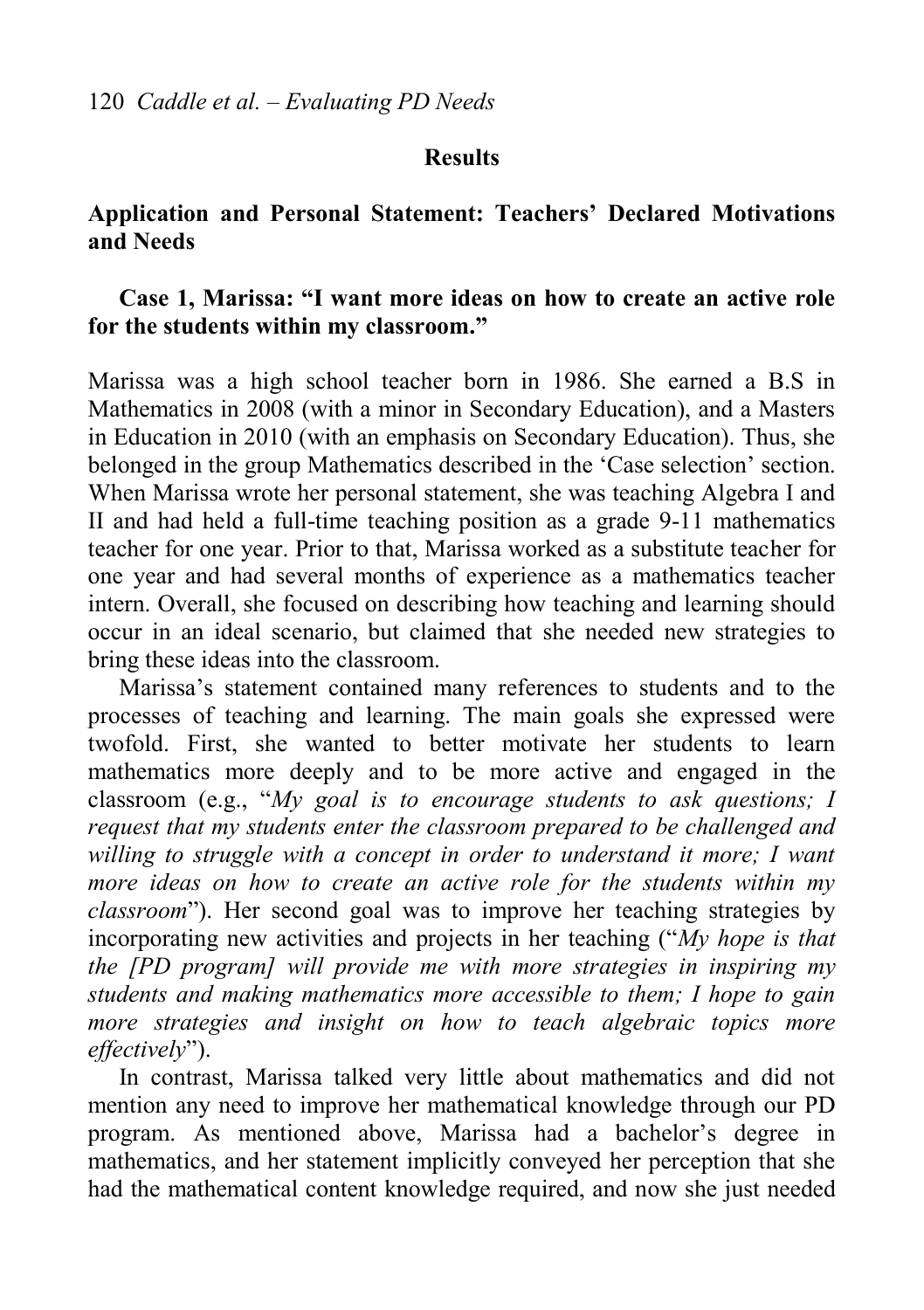## Results

### Application and Personal Statement: Teachers' Declared Motivations and Needs

#### Case 1, Marissa: "I want more ideas on how to create an active role for the students within my classroom."

Marissa was a high school teacher born in 1986. She earned a B.S in Mathematics in 2008 (with a minor in Secondary Education), and a Masters in Education in 2010 (with an emphasis on Secondary Education). Thus, she belonged in the group Mathematics described in the 'Case selection' section. When Marissa wrote her personal statement, she was teaching Algebra I and II and had held a full-time teaching position as a grade 9-11 mathematics teacher for one year. Prior to that, Marissa worked as a substitute teacher for one year and had several months of experience as a mathematics teacher intern. Overall, she focused on describing how teaching and learning should occur in an ideal scenario, but claimed that she needed new strategies to bring these ideas into the classroom.

Marissa's statement contained many references to students and to the processes of teaching and learning. The main goals she expressed were twofold. First, she wanted to better motivate her students to learn mathematics more deeply and to be more active and engaged in the classroom (e.g., "*My goal is to encourage students to ask questions; I request that my students enter the classroom prepared to be challenged and willing to struggle with a concept in order to understand it more; I want more ideas on how to create an active role for the students within my classroom*"). Her second goal was to improve her teaching strategies by incorporating new activities and projects in her teaching ("*My hope is that the [PD program] will provide me with more strategies in inspiring my students and making mathematics more accessible to them; I hope to gain more strategies and insight on how to teach algebraic topics more effectively*").

In contrast, Marissa talked very little about mathematics and did not mention any need to improve her mathematical knowledge through our PD program. As mentioned above, Marissa had a bachelor's degree in mathematics, and her statement implicitly conveyed her perception that she had the mathematical content knowledge required, and now she just needed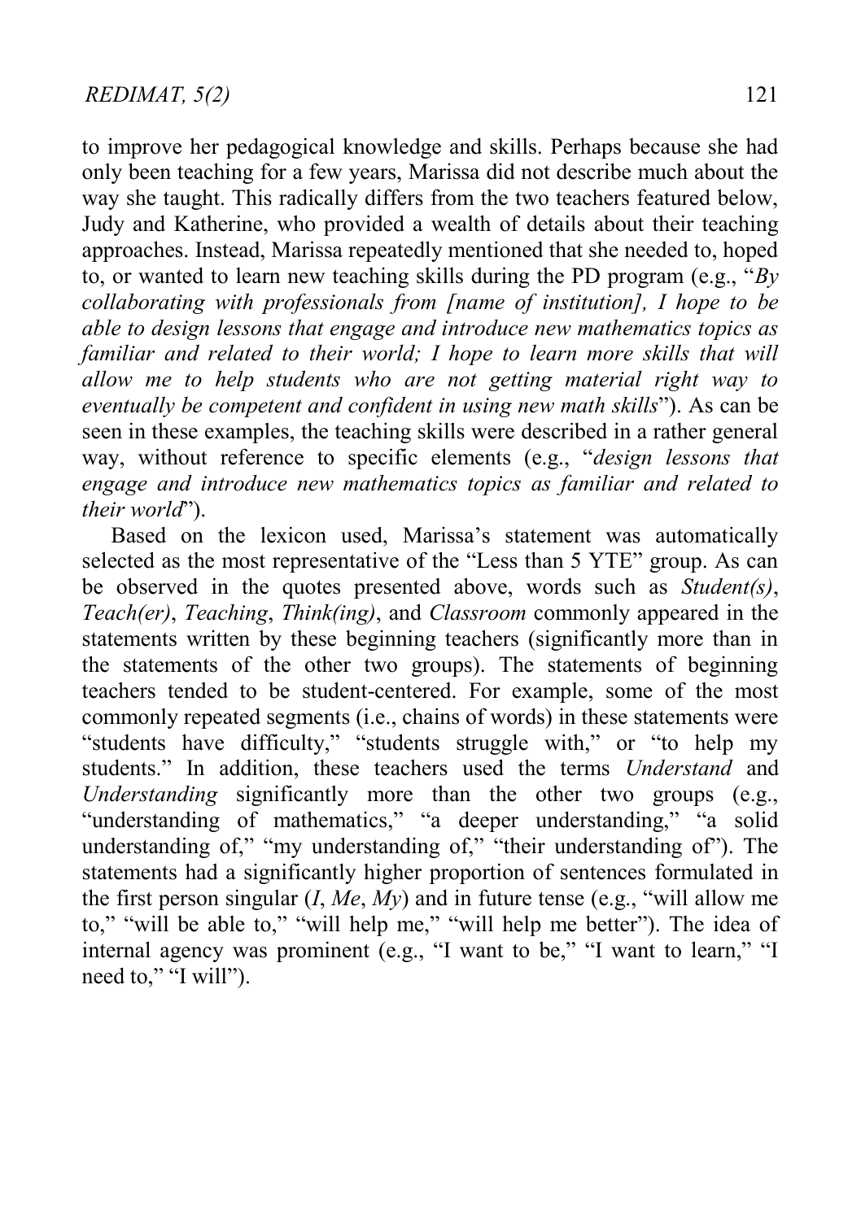to improve her pedagogical knowledge and skills. Perhaps because she had only been teaching for a few years, Marissa did not describe much about the way she taught. This radically differs from the two teachers featured below, Judy and Katherine, who provided a wealth of details about their teaching approaches. Instead, Marissa repeatedly mentioned that she needed to, hoped to, or wanted to learn new teaching skills during the PD program (e.g., "*By collaborating with professionals from [name of institution], I hope to be able to design lessons that engage and introduce new mathematics topics as familiar and related to their world; I hope to learn more skills that will allow me to help students who are not getting material right way to eventually be competent and confident in using new math skills*"). As can be seen in these examples, the teaching skills were described in a rather general way, without reference to specific elements (e.g., "*design lessons that engage and introduce new mathematics topics as familiar and related to their world*").

Based on the lexicon used, Marissa's statement was automatically selected as the most representative of the "Less than 5 YTE" group. As can be observed in the quotes presented above, words such as *Student(s)*, *Teach(er)*, *Teaching*, *Think(ing)*, and *Classroom* commonly appeared in the statements written by these beginning teachers (significantly more than in the statements of the other two groups). The statements of beginning teachers tended to be student-centered. For example, some of the most commonly repeated segments (i.e., chains of words) in these statements were "students have difficulty," "students struggle with," or "to help my students." In addition, these teachers used the terms *Understand* and *Understanding* significantly more than the other two groups (e.g., "understanding of mathematics," "a deeper understanding," "a solid understanding of," "my understanding of," "their understanding of"). The statements had a significantly higher proportion of sentences formulated in the first person singular (*I*, *Me*, *My*) and in future tense (e.g., "will allow me to," "will be able to," "will help me," "will help me better"). The idea of internal agency was prominent (e.g., "I want to be," "I want to learn," "I need to," "I will").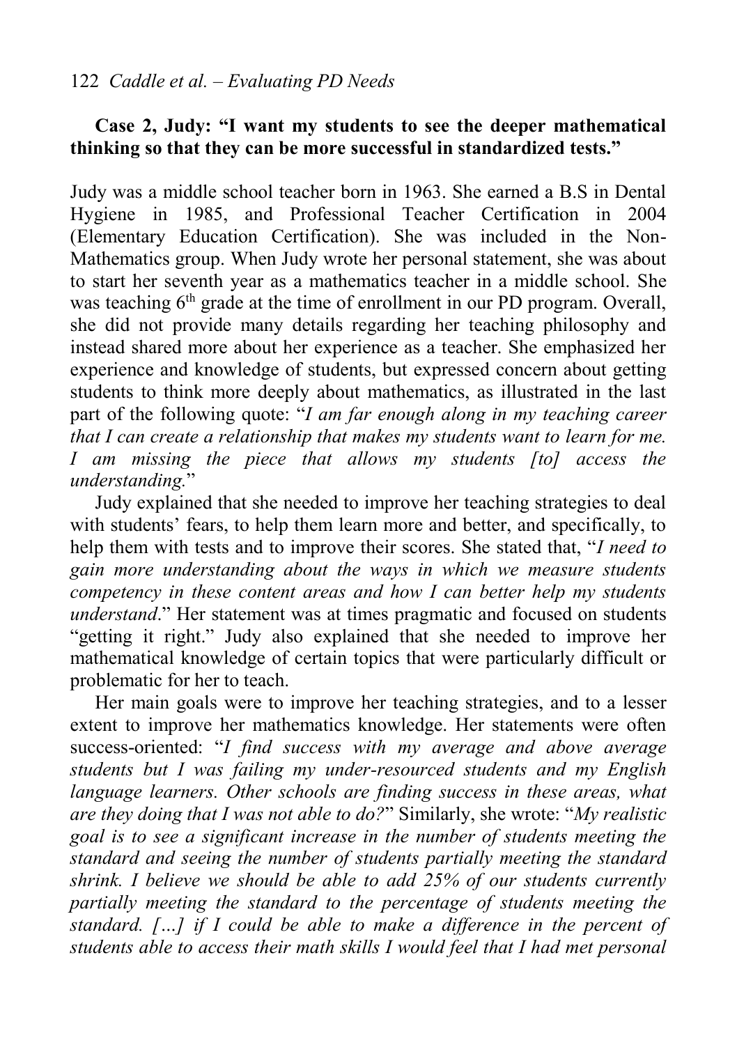**Case 2, Judy: "I want my students to see the deeper mathematical thinking so that they can be more successful in standardized tests."**

Judy was a middle school teacher born in 1963. She earned a B.S in Dental Hygiene in 1985, and Professional Teacher Certification in 2004 (Elementary Education Certification). She was included in the Non-Mathematics group. When Judy wrote her personal statement, she was about to start her seventh year as a mathematics teacher in a middle school. She was teaching 6th grade at the time of enrollment in our PD program. Overall, she did not provide many details regarding her teaching philosophy and instead shared more about her experience as a teacher. She emphasized her experience and knowledge of students, but expressed concern about getting students to think more deeply about mathematics, as illustrated in the last part of the following quote: "*I am far enough along in my teaching career that I can create a relationship that makes my students want to learn for me. I am missing the piece that allows my students [to] access the understanding.*"

Judy explained that she needed to improve her teaching strategies to deal with students' fears, to help them learn more and better, and specifically, to help them with tests and to improve their scores. She stated that, "*I need to gain more understanding about the ways in which we measure students competency in these content areas and how I can better help my students understand*." Her statement was at times pragmatic and focused on students "getting it right." Judy also explained that she needed to improve her mathematical knowledge of certain topics that were particularly difficult or problematic for her to teach.

Her main goals were to improve her teaching strategies, and to a lesser extent to improve her mathematics knowledge. Her statements were often success-oriented: "*I find success with my average and above average students but I was failing my under-resourced students and my English language learners. Other schools are finding success in these areas, what are they doing that I was not able to do?*" Similarly, she wrote: "*My realistic goal is to see a significant increase in the number of students meeting the standard and seeing the number of students partially meeting the standard shrink. I believe we should be able to add 25% of our students currently partially meeting the standard to the percentage of students meeting the standard. […] if I could be able to make a difference in the percent of students able to access their math skills I would feel that I had met personal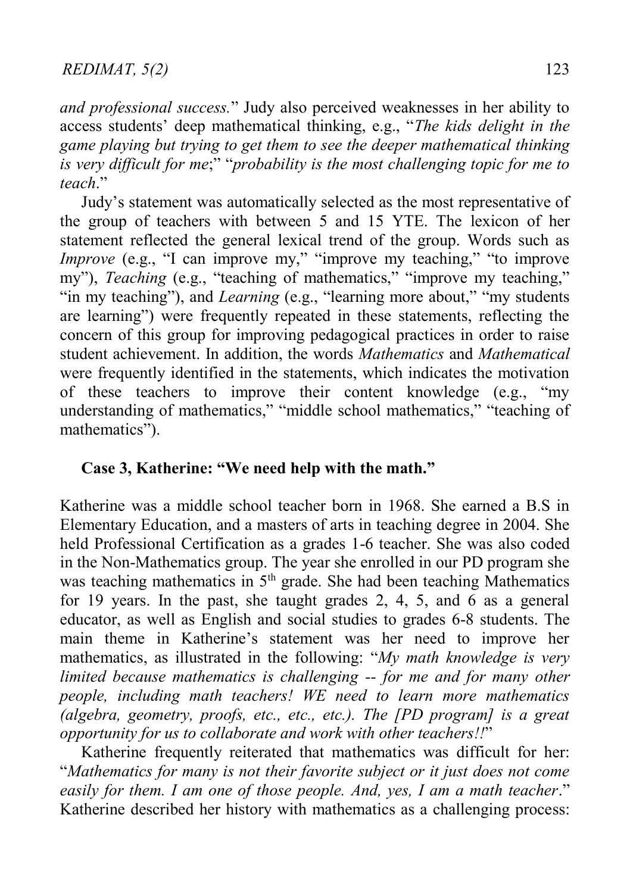*and professional success.*" Judy also perceived weaknesses in her ability to access students' deep mathematical thinking, e.g., "*The kids delight in the game playing but trying to get them to see the deeper mathematical thinking is very difficult for me*;" "*probability is the most challenging topic for me to teach*."

Judy's statement was automatically selected as the most representative of the group of teachers with between 5 and 15 YTE. The lexicon of her statement reflected the general lexical trend of the group. Words such as *Improve* (e.g., "I can improve my," "improve my teaching," "to improve my"), *Teaching* (e.g., "teaching of mathematics," "improve my teaching," "in my teaching"), and *Learning* (e.g., "learning more about," "my students are learning") were frequently repeated in these statements, reflecting the concern of this group for improving pedagogical practices in order to raise student achievement. In addition, the words *Mathematics* and *Mathematical* were frequently identified in the statements, which indicates the motivation of these teachers to improve their content knowledge (e.g., "my understanding of mathematics," "middle school mathematics," "teaching of mathematics").

**Case 3, Katherine: "We need help with the math."**

Katherine was a middle school teacher born in 1968. She earned a B.S in Elementary Education, and a masters of arts in teaching degree in 2004. She held Professional Certification as a grades 1-6 teacher. She was also coded in the Non-Mathematics group. The year she enrolled in our PD program she was teaching mathematics in 5th grade. She had been teaching Mathematics for 19 years. In the past, she taught grades 2, 4, 5, and 6 as a general educator, as well as English and social studies to grades 6-8 students. The main theme in Katherine's statement was her need to improve her mathematics, as illustrated in the following: "*My math knowledge is very limited because mathematics is challenging -- for me and for many other people, including math teachers! WE need to learn more mathematics (algebra, geometry, proofs, etc., etc., etc.). The [PD program] is a great opportunity for us to collaborate and work with other teachers!!*"

Katherine frequently reiterated that mathematics was difficult for her: "*Mathematics for many is not their favorite subject or it just does not come easily for them. I am one of those people. And, yes, I am a math teacher*." Katherine described her history with mathematics as a challenging process: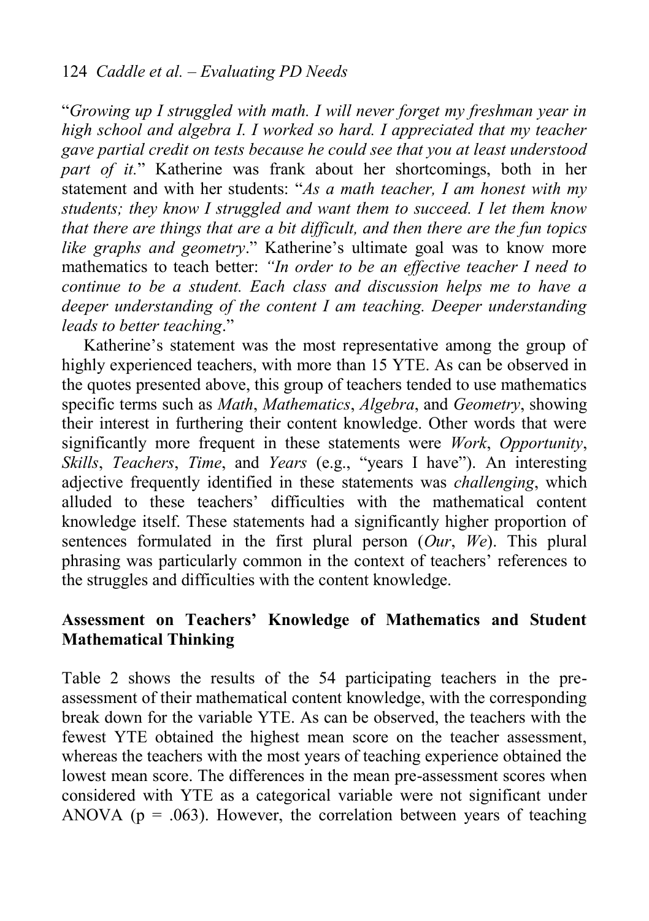"*Growing up I struggled with math. I will never forget my freshman year in high school and algebra I. I worked so hard. I appreciated that my teacher gave partial credit on tests because he could see that you at least understood part of it.*" Katherine was frank about her shortcomings, both in her statement and with her students: "*As a math teacher, I am honest with my students; they know I struggled and want them to succeed. I let them know that there are things that are a bit difficult, and then there are the fun topics like graphs and geometry*." Katherine's ultimate goal was to know more mathematics to teach better: *"In order to be an effective teacher I need to continue to be a student. Each class and discussion helps me to have a deeper understanding of the content I am teaching. Deeper understanding leads to better teaching*."

Katherine's statement was the most representative among the group of highly experienced teachers, with more than 15 YTE. As can be observed in the quotes presented above, this group of teachers tended to use mathematics specific terms such as *Math*, *Mathematics*, *Algebra*, and *Geometry*, showing their interest in furthering their content knowledge. Other words that were significantly more frequent in these statements were *Work*, *Opportunity*, *Skills*, *Teachers*, *Time*, and *Years* (e.g., "years I have"). An interesting adjective frequently identified in these statements was *challenging*, which alluded to these teachers' difficulties with the mathematical content knowledge itself. These statements had a significantly higher proportion of sentences formulated in the first plural person (*Our*, *We*). This plural phrasing was particularly common in the context of teachers' references to the struggles and difficulties with the content knowledge.

**Assessment on Teachers' Knowledge of Mathematics and Student Mathematical Thinking**

Table 2 shows the results of the 54 participating teachers in the pre-assessment of their mathematical content knowledge, with the corresponding break down for the variable YTE. As can be observed, the teachers with the fewest YTE obtained the highest mean score on the teacher assessment, whereas the teachers with the most years of teaching experience obtained the lowest mean score. The differences in the mean pre-assessment scores when considered with YTE as a categorical variable were not significant under ANOVA ($p = .063$). However, the correlation between years of teaching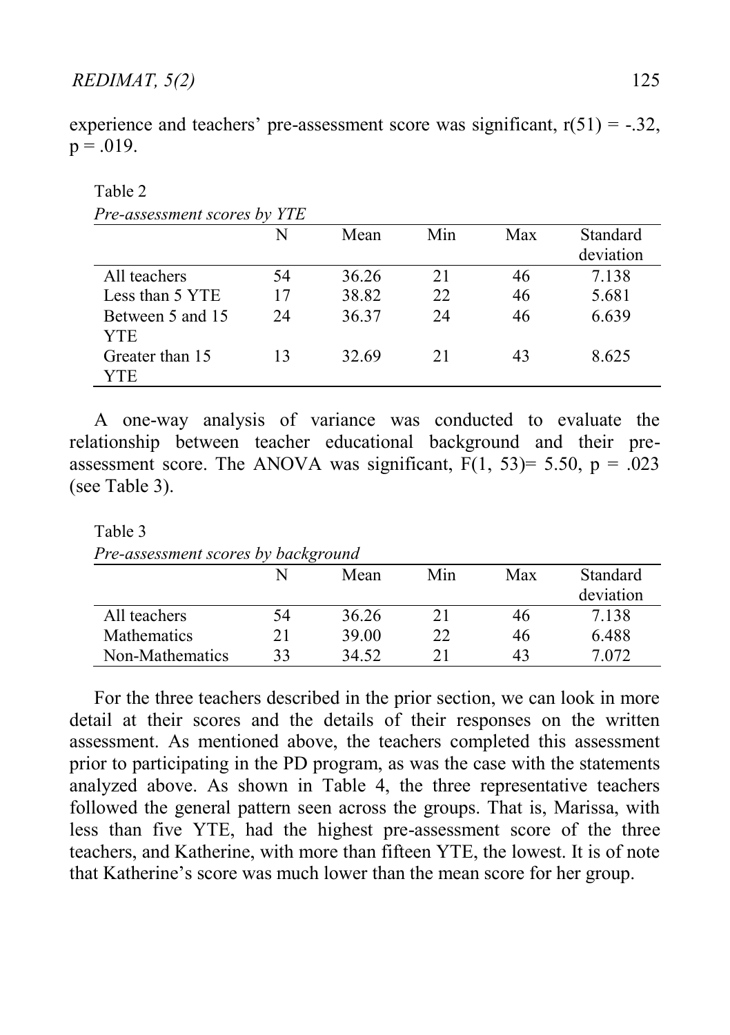experience and teachers' pre-assessment score was significant, $r(51) = -.32$, $p = .019$.

Table 2

*Pre-assessment scores by YTE*

| | N | Mean | Min | Max | Standard deviation |
|---|---|---|---|---|---|
| All teachers | 54 | 36.26 | 21 | 46 | 7.138 |
| Less than 5 YTE | 17 | 38.82 | 22 | 46 | 5.681 |
| Between 5 and 15 YTE | 24 | 36.37 | 24 | 46 | 6.639 |
| Greater than 15 YTE | 13 | 32.69 | 21 | 43 | 8.625 |

A one-way analysis of variance was conducted to evaluate the relationship between teacher educational background and their pre-assessment score. The ANOVA was significant, $F(1, 53)= 5.50$, $p = .023$ (see Table 3).

Table 3

*Pre-assessment scores by background*

| | N | Mean | Min | Max | Standard deviation |
|---|---|---|---|---|---|
| All teachers | 54 | 36.26 | 21 | 46 | 7.138 |
| Mathematics | 21 | 39.00 | 22 | 46 | 6.488 |
| Non-Mathematics | 33 | 34.52 | 21 | 43 | 7.072 |

For the three teachers described in the prior section, we can look in more detail at their scores and the details of their responses on the written assessment. As mentioned above, the teachers completed this assessment prior to participating in the PD program, as was the case with the statements analyzed above. As shown in Table 4, the three representative teachers followed the general pattern seen across the groups. That is, Marissa, with less than five YTE, had the highest pre-assessment score of the three teachers, and Katherine, with more than fifteen YTE, the lowest. It is of note that Katherine's score was much lower than the mean score for her group.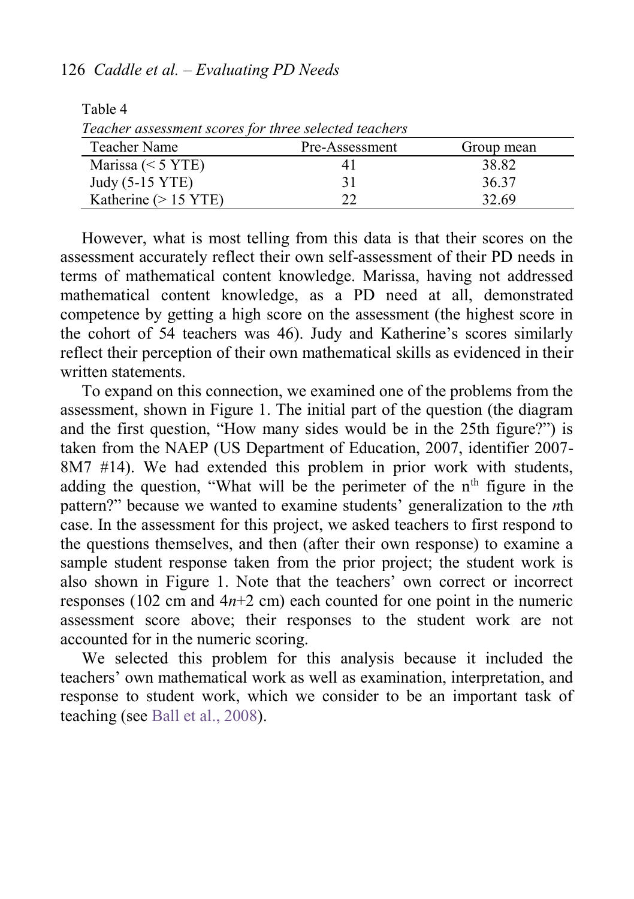Table 4

*Teacher assessment scores for three selected teachers*

| Teacher Name | Pre-Assessment | Group mean |
|---|---|---|
| Marissa (< 5 YTE) | 41 | 38.82 |
| Judy (5-15 YTE) | 31 | 36.37 |
| Katherine (> 15 YTE) | 22 | 32.69 |

However, what is most telling from this data is that their scores on the assessment accurately reflect their own self-assessment of their PD needs in terms of mathematical content knowledge. Marissa, having not addressed mathematical content knowledge, as a PD need at all, demonstrated competence by getting a high score on the assessment (the highest score in the cohort of 54 teachers was 46). Judy and Katherine's scores similarly reflect their perception of their own mathematical skills as evidenced in their written statements.

To expand on this connection, we examined one of the problems from the assessment, shown in Figure 1. The initial part of the question (the diagram and the first question, "How many sides would be in the 25th figure?") is taken from the NAEP (US Department of Education, 2007, identifier 2007-8M7 #14). We had extended this problem in prior work with students, adding the question, "What will be the perimeter of the $n^{th}$ figure in the pattern?" because we wanted to examine students' generalization to the *n*th case. In the assessment for this project, we asked teachers to first respond to the questions themselves, and then (after their own response) to examine a sample student response taken from the prior project; the student work is also shown in Figure 1. Note that the teachers' own correct or incorrect responses (102 cm and $4n+2$ cm) each counted for one point in the numeric assessment score above; their responses to the student work are not accounted for in the numeric scoring.

We selected this problem for this analysis because it included the teachers' own mathematical work as well as examination, interpretation, and response to student work, which we consider to be an important task of teaching (see Ball et al., 2008).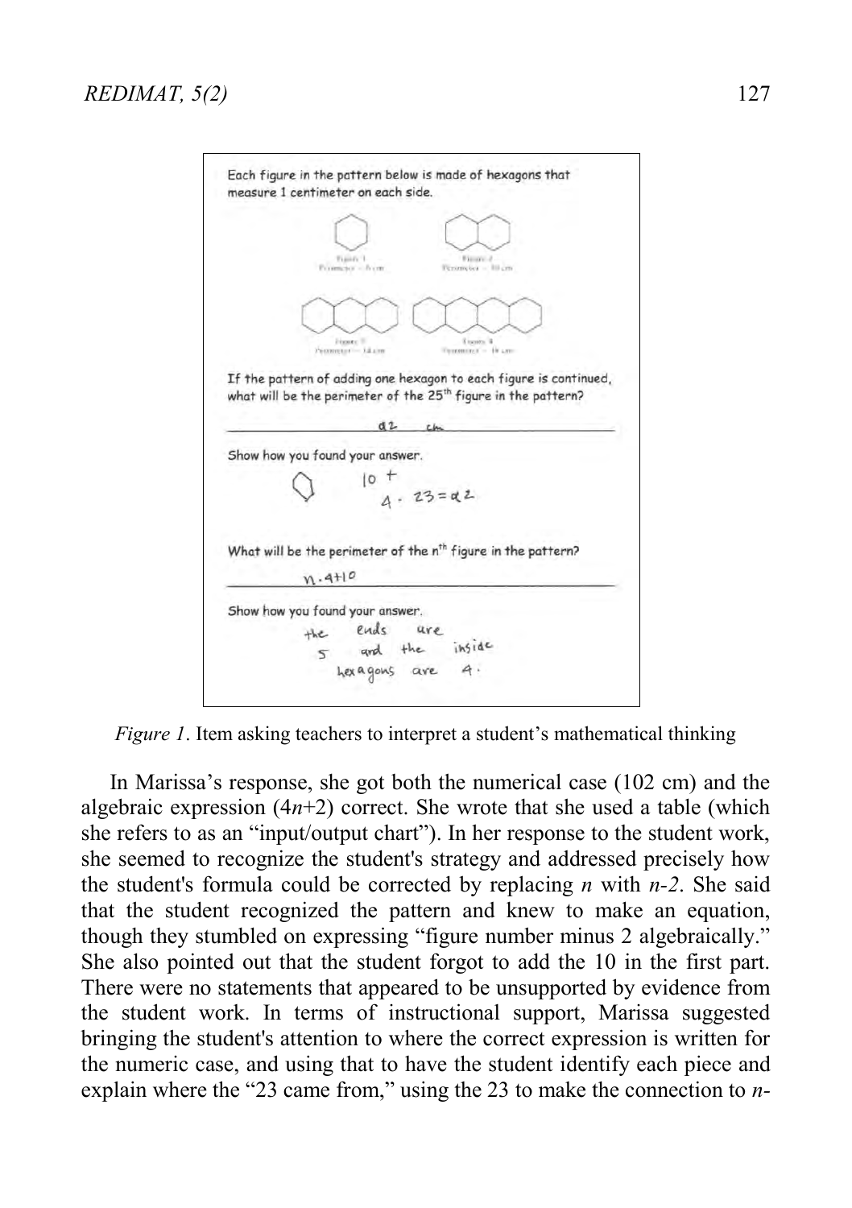Each figure in the pattern below is made of hexagons that measure 1 centimeter on each side.

Figure 1 Perimeter = 6 cm    Figure 2 Perimeter = 10 cm

Figure 3 Perimeter = 14 cm    Figure 4 Perimeter = 18 cm

If the pattern of adding one hexagon to each figure is continued, what will be the perimeter of the 25th figure in the pattern?

92 cm

Show how you found your answer.

$10 + 4 \cdot 23 = 92$

What will be the perimeter of the nth figure in the pattern?

$n \cdot 4 + 10$

Show how you found your answer.

the ends are 5 and the inside hexagons are 4.

*Figure 1*. Item asking teachers to interpret a student's mathematical thinking

In Marissa's response, she got both the numerical case (102 cm) and the algebraic expression ($4n$+2) correct. She wrote that she used a table (which she refers to as an "input/output chart"). In her response to the student work, she seemed to recognize the student's strategy and addressed precisely how the student's formula could be corrected by replacing $n$ with $n$-2. She said that the student recognized the pattern and knew to make an equation, though they stumbled on expressing "figure number minus 2 algebraically." She also pointed out that the student forgot to add the 10 in the first part. There were no statements that appeared to be unsupported by evidence from the student work. In terms of instructional support, Marissa suggested bringing the student's attention to where the correct expression is written for the numeric case, and using that to have the student identify each piece and explain where the "23 came from," using the 23 to make the connection to $n$-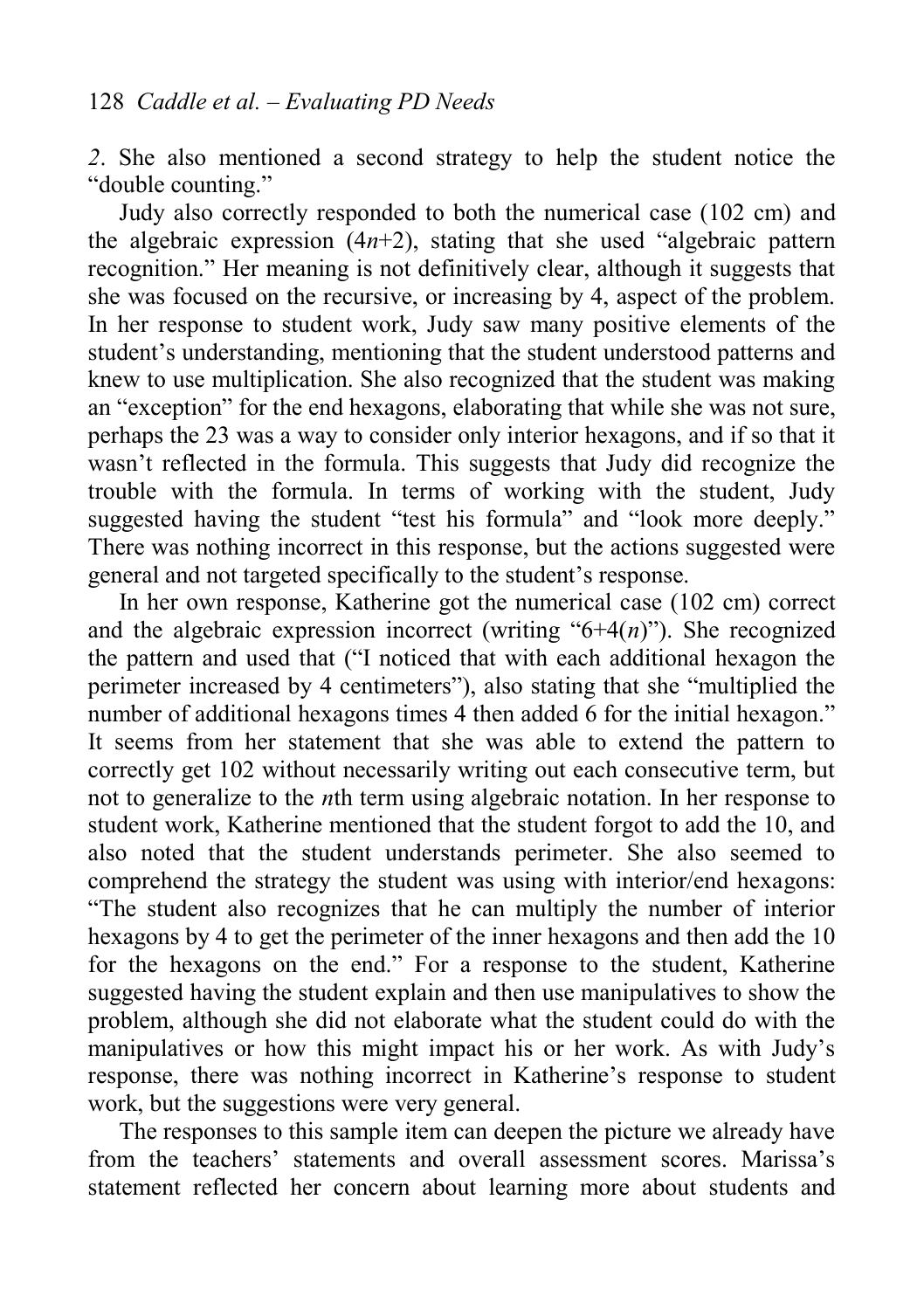*2*. She also mentioned a second strategy to help the student notice the "double counting."

Judy also correctly responded to both the numerical case (102 cm) and the algebraic expression ($4n$+2), stating that she used "algebraic pattern recognition." Her meaning is not definitively clear, although it suggests that she was focused on the recursive, or increasing by 4, aspect of the problem. In her response to student work, Judy saw many positive elements of the student's understanding, mentioning that the student understood patterns and knew to use multiplication. She also recognized that the student was making an "exception" for the end hexagons, elaborating that while she was not sure, perhaps the 23 was a way to consider only interior hexagons, and if so that it wasn't reflected in the formula. This suggests that Judy did recognize the trouble with the formula. In terms of working with the student, Judy suggested having the student "test his formula" and "look more deeply." There was nothing incorrect in this response, but the actions suggested were general and not targeted specifically to the student's response.

In her own response, Katherine got the numerical case (102 cm) correct and the algebraic expression incorrect (writing "6+4($n$)"). She recognized the pattern and used that ("I noticed that with each additional hexagon the perimeter increased by 4 centimeters"), also stating that she "multiplied the number of additional hexagons times 4 then added 6 for the initial hexagon." It seems from her statement that she was able to extend the pattern to correctly get 102 without necessarily writing out each consecutive term, but not to generalize to the $n$th term using algebraic notation. In her response to student work, Katherine mentioned that the student forgot to add the 10, and also noted that the student understands perimeter. She also seemed to comprehend the strategy the student was using with interior/end hexagons: "The student also recognizes that he can multiply the number of interior hexagons by 4 to get the perimeter of the inner hexagons and then add the 10 for the hexagons on the end." For a response to the student, Katherine suggested having the student explain and then use manipulatives to show the problem, although she did not elaborate what the student could do with the manipulatives or how this might impact his or her work. As with Judy's response, there was nothing incorrect in Katherine's response to student work, but the suggestions were very general.

The responses to this sample item can deepen the picture we already have from the teachers' statements and overall assessment scores. Marissa's statement reflected her concern about learning more about students and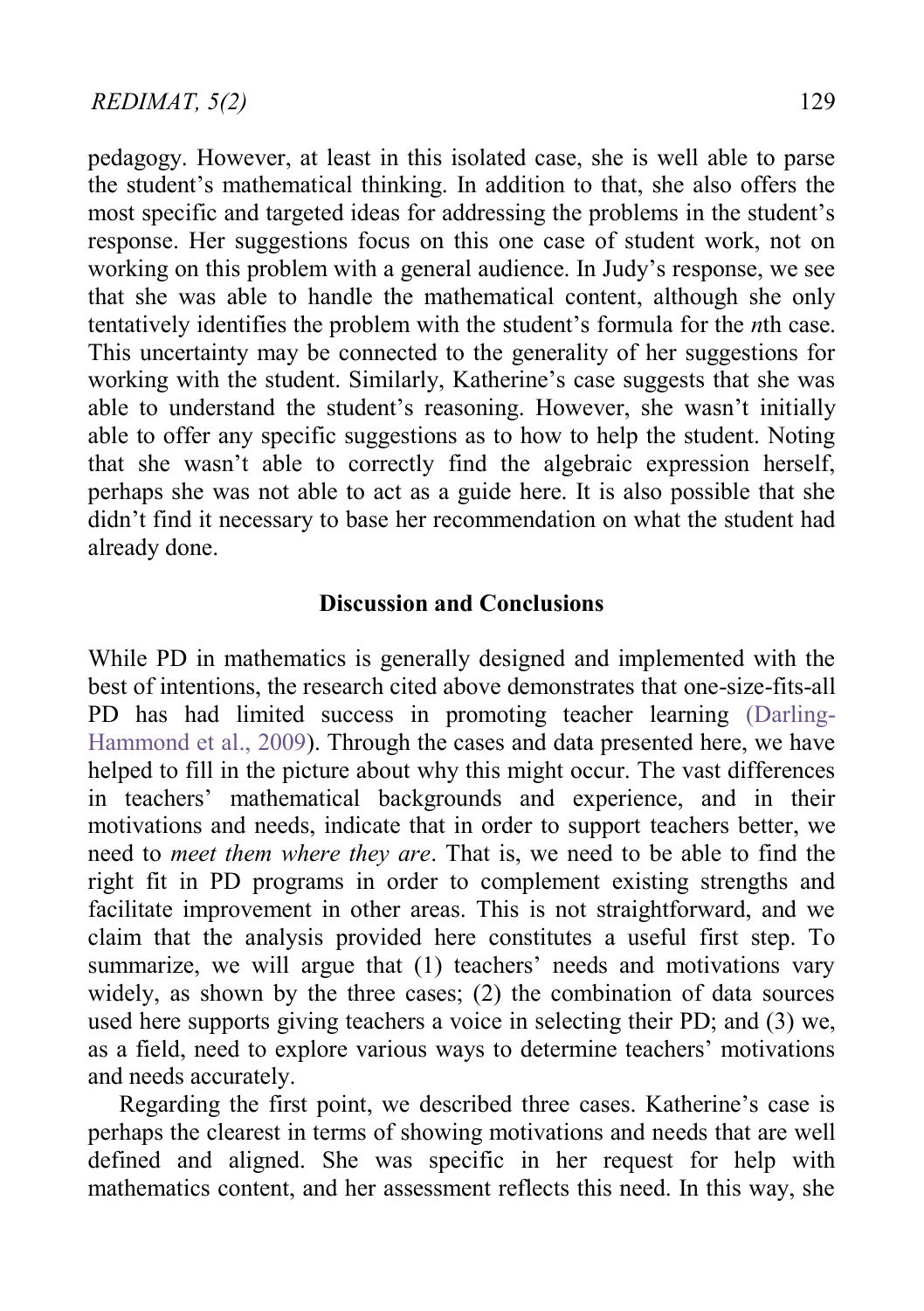pedagogy. However, at least in this isolated case, she is well able to parse the student's mathematical thinking. In addition to that, she also offers the most specific and targeted ideas for addressing the problems in the student's response. Her suggestions focus on this one case of student work, not on working on this problem with a general audience. In Judy's response, we see that she was able to handle the mathematical content, although she only tentatively identifies the problem with the student's formula for the *n*th case. This uncertainty may be connected to the generality of her suggestions for working with the student. Similarly, Katherine's case suggests that she was able to understand the student's reasoning. However, she wasn't initially able to offer any specific suggestions as to how to help the student. Noting that she wasn't able to correctly find the algebraic expression herself, perhaps she was not able to act as a guide here. It is also possible that she didn't find it necessary to base her recommendation on what the student had already done.

## Discussion and Conclusions

While PD in mathematics is generally designed and implemented with the best of intentions, the research cited above demonstrates that one-size-fits-all PD has had limited success in promoting teacher learning (Darling-Hammond et al., 2009). Through the cases and data presented here, we have helped to fill in the picture about why this might occur. The vast differences in teachers' mathematical backgrounds and experience, and in their motivations and needs, indicate that in order to support teachers better, we need to *meet them where they are*. That is, we need to be able to find the right fit in PD programs in order to complement existing strengths and facilitate improvement in other areas. This is not straightforward, and we claim that the analysis provided here constitutes a useful first step. To summarize, we will argue that (1) teachers' needs and motivations vary widely, as shown by the three cases; (2) the combination of data sources used here supports giving teachers a voice in selecting their PD; and (3) we, as a field, need to explore various ways to determine teachers' motivations and needs accurately.

Regarding the first point, we described three cases. Katherine's case is perhaps the clearest in terms of showing motivations and needs that are well defined and aligned. She was specific in her request for help with mathematics content, and her assessment reflects this need. In this way, she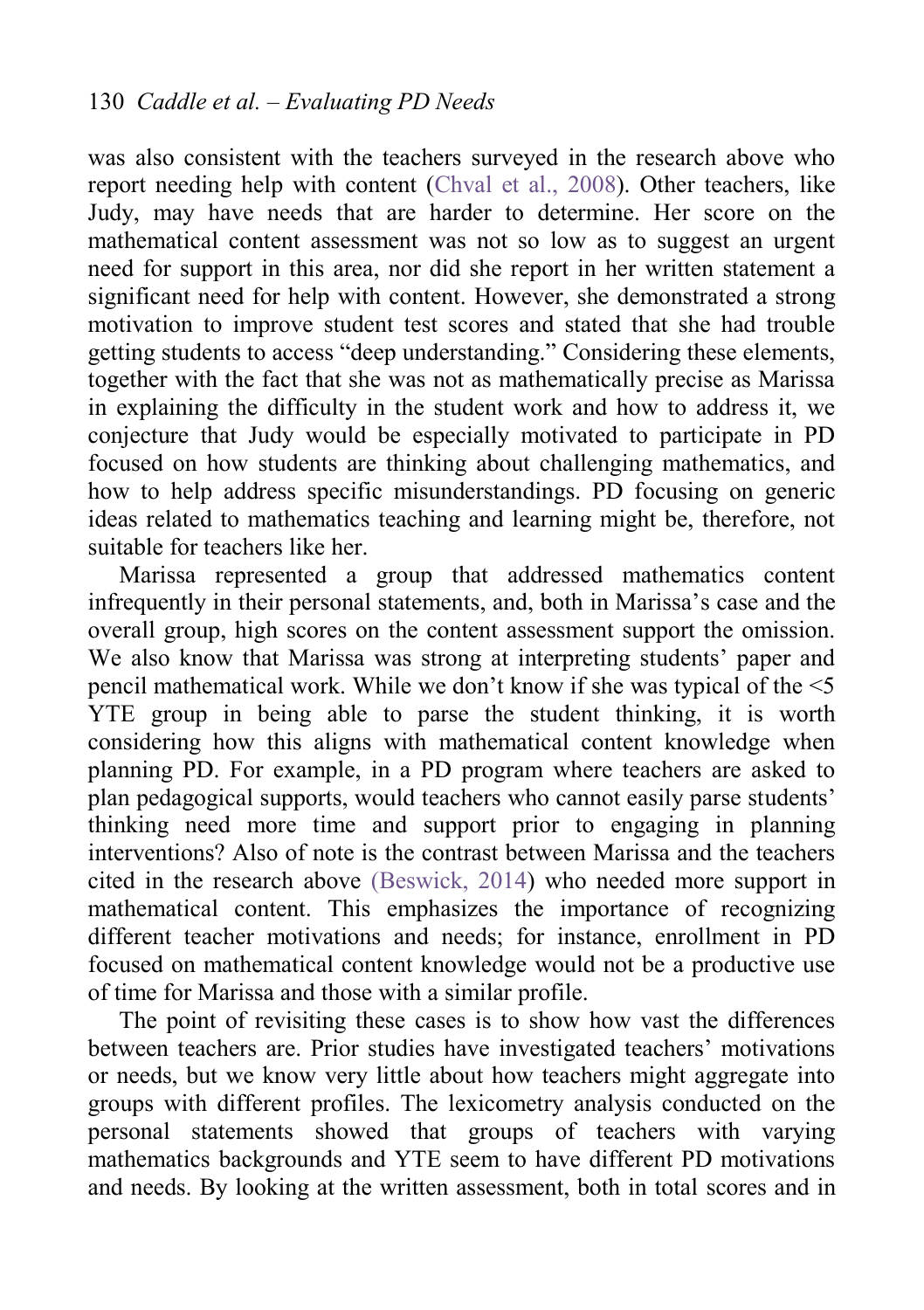was also consistent with the teachers surveyed in the research above who report needing help with content (Chval et al., 2008). Other teachers, like Judy, may have needs that are harder to determine. Her score on the mathematical content assessment was not so low as to suggest an urgent need for support in this area, nor did she report in her written statement a significant need for help with content. However, she demonstrated a strong motivation to improve student test scores and stated that she had trouble getting students to access "deep understanding." Considering these elements, together with the fact that she was not as mathematically precise as Marissa in explaining the difficulty in the student work and how to address it, we conjecture that Judy would be especially motivated to participate in PD focused on how students are thinking about challenging mathematics, and how to help address specific misunderstandings. PD focusing on generic ideas related to mathematics teaching and learning might be, therefore, not suitable for teachers like her.

Marissa represented a group that addressed mathematics content infrequently in their personal statements, and, both in Marissa's case and the overall group, high scores on the content assessment support the omission. We also know that Marissa was strong at interpreting students' paper and pencil mathematical work. While we don't know if she was typical of the <5 YTE group in being able to parse the student thinking, it is worth considering how this aligns with mathematical content knowledge when planning PD. For example, in a PD program where teachers are asked to plan pedagogical supports, would teachers who cannot easily parse students' thinking need more time and support prior to engaging in planning interventions? Also of note is the contrast between Marissa and the teachers cited in the research above (Beswick, 2014) who needed more support in mathematical content. This emphasizes the importance of recognizing different teacher motivations and needs; for instance, enrollment in PD focused on mathematical content knowledge would not be a productive use of time for Marissa and those with a similar profile.

The point of revisiting these cases is to show how vast the differences between teachers are. Prior studies have investigated teachers' motivations or needs, but we know very little about how teachers might aggregate into groups with different profiles. The lexicometry analysis conducted on the personal statements showed that groups of teachers with varying mathematics backgrounds and YTE seem to have different PD motivations and needs. By looking at the written assessment, both in total scores and in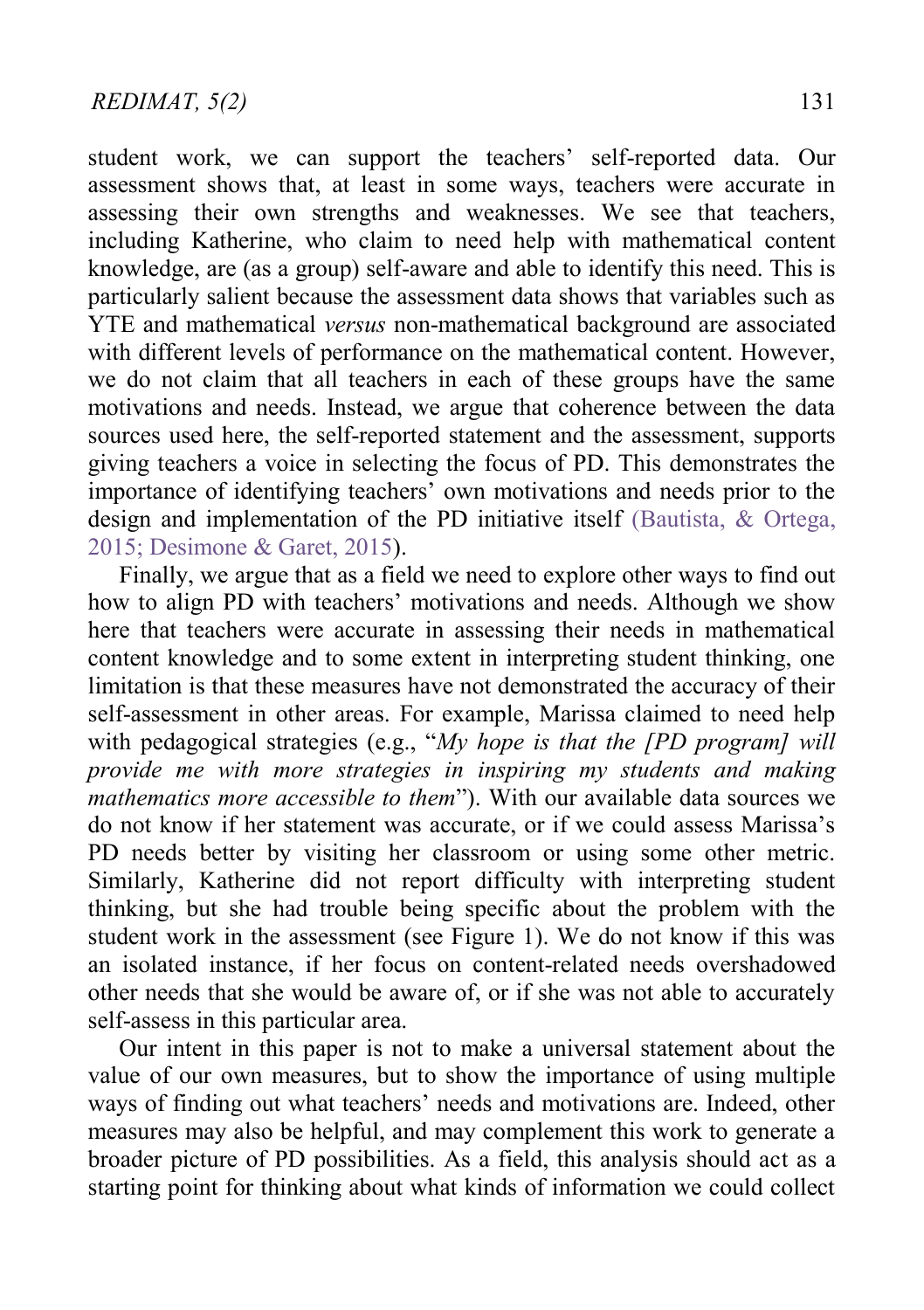student work, we can support the teachers' self-reported data. Our assessment shows that, at least in some ways, teachers were accurate in assessing their own strengths and weaknesses. We see that teachers, including Katherine, who claim to need help with mathematical content knowledge, are (as a group) self-aware and able to identify this need. This is particularly salient because the assessment data shows that variables such as YTE and mathematical *versus* non-mathematical background are associated with different levels of performance on the mathematical content. However, we do not claim that all teachers in each of these groups have the same motivations and needs. Instead, we argue that coherence between the data sources used here, the self-reported statement and the assessment, supports giving teachers a voice in selecting the focus of PD. This demonstrates the importance of identifying teachers' own motivations and needs prior to the design and implementation of the PD initiative itself (Bautista, & Ortega, 2015; Desimone & Garet, 2015).

Finally, we argue that as a field we need to explore other ways to find out how to align PD with teachers' motivations and needs. Although we show here that teachers were accurate in assessing their needs in mathematical content knowledge and to some extent in interpreting student thinking, one limitation is that these measures have not demonstrated the accuracy of their self-assessment in other areas. For example, Marissa claimed to need help with pedagogical strategies (e.g., "*My hope is that the [PD program] will provide me with more strategies in inspiring my students and making mathematics more accessible to them*"). With our available data sources we do not know if her statement was accurate, or if we could assess Marissa's PD needs better by visiting her classroom or using some other metric. Similarly, Katherine did not report difficulty with interpreting student thinking, but she had trouble being specific about the problem with the student work in the assessment (see Figure 1). We do not know if this was an isolated instance, if her focus on content-related needs overshadowed other needs that she would be aware of, or if she was not able to accurately self-assess in this particular area.

Our intent in this paper is not to make a universal statement about the value of our own measures, but to show the importance of using multiple ways of finding out what teachers' needs and motivations are. Indeed, other measures may also be helpful, and may complement this work to generate a broader picture of PD possibilities. As a field, this analysis should act as a starting point for thinking about what kinds of information we could collect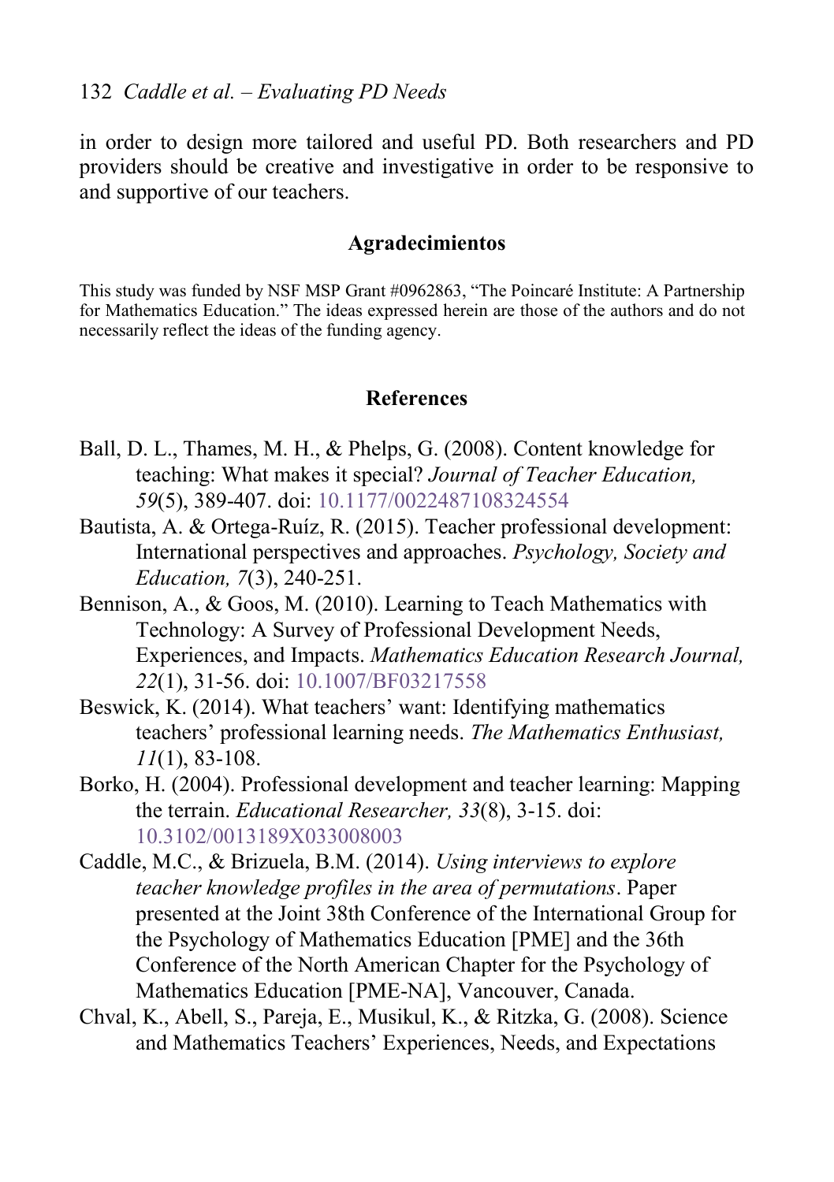in order to design more tailored and useful PD. Both researchers and PD providers should be creative and investigative in order to be responsive to and supportive of our teachers.

## Agradecimientos

This study was funded by NSF MSP Grant #0962863, "The Poincaré Institute: A Partnership for Mathematics Education." The ideas expressed herein are those of the authors and do not necessarily reflect the ideas of the funding agency.

## References

Ball, D. L., Thames, M. H., & Phelps, G. (2008). Content knowledge for teaching: What makes it special? *Journal of Teacher Education, 59*(5), 389-407. doi: 10.1177/0022487108324554

Bautista, A. & Ortega-Ruíz, R. (2015). Teacher professional development: International perspectives and approaches. *Psychology, Society and Education, 7*(3), 240-251.

Bennison, A., & Goos, M. (2010). Learning to Teach Mathematics with Technology: A Survey of Professional Development Needs, Experiences, and Impacts. *Mathematics Education Research Journal, 22*(1), 31-56. doi: 10.1007/BF03217558

Beswick, K. (2014). What teachers' want: Identifying mathematics teachers' professional learning needs. *The Mathematics Enthusiast, 11*(1), 83-108.

Borko, H. (2004). Professional development and teacher learning: Mapping the terrain. *Educational Researcher, 33*(8), 3-15. doi: 10.3102/0013189X033008003

Caddle, M.C., & Brizuela, B.M. (2014). *Using interviews to explore teacher knowledge profiles in the area of permutations*. Paper presented at the Joint 38th Conference of the International Group for the Psychology of Mathematics Education [PME] and the 36th Conference of the North American Chapter for the Psychology of Mathematics Education [PME-NA], Vancouver, Canada.

Chval, K., Abell, S., Pareja, E., Musikul, K., & Ritzka, G. (2008). Science and Mathematics Teachers' Experiences, Needs, and Expectations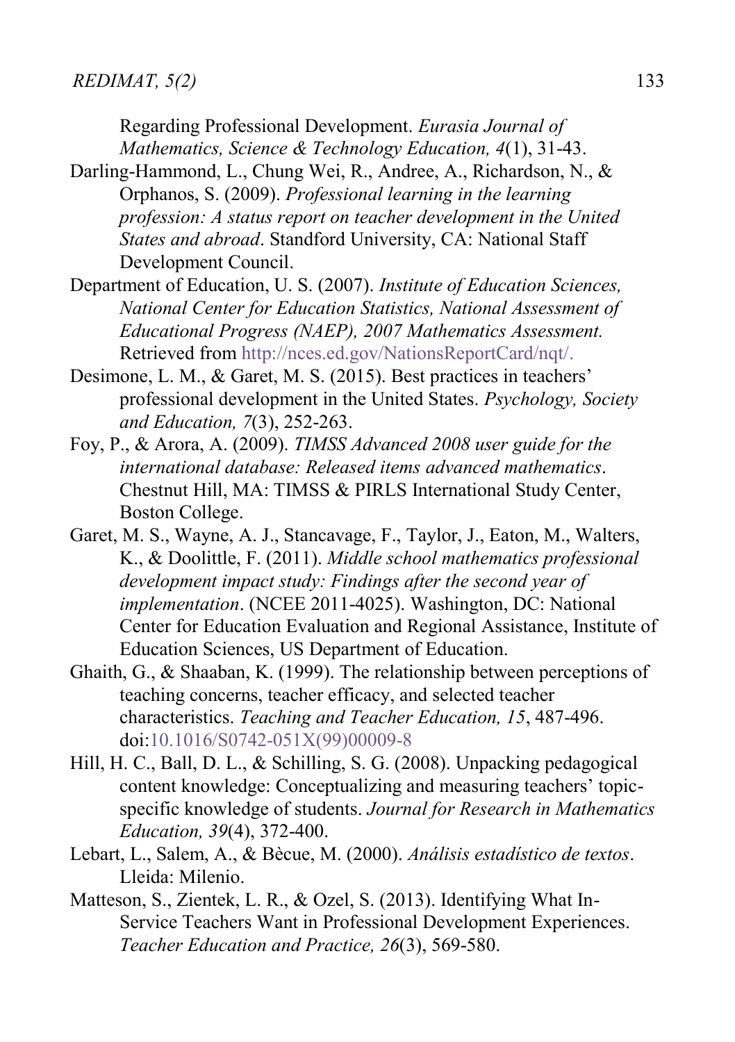Regarding Professional Development. *Eurasia Journal of Mathematics, Science & Technology Education, 4*(1), 31-43.

Darling-Hammond, L., Chung Wei, R., Andree, A., Richardson, N., & Orphanos, S. (2009). *Professional learning in the learning profession: A status report on teacher development in the United States and abroad*. Standford University, CA: National Staff Development Council.

Department of Education, U. S. (2007). *Institute of Education Sciences, National Center for Education Statistics, National Assessment of Educational Progress (NAEP), 2007 Mathematics Assessment.* Retrieved from http://nces.ed.gov/NationsReportCard/nqt/.

Desimone, L. M., & Garet, M. S. (2015). Best practices in teachers' professional development in the United States. *Psychology, Society and Education, 7*(3), 252-263.

Foy, P., & Arora, A. (2009). *TIMSS Advanced 2008 user guide for the international database: Released items advanced mathematics*. Chestnut Hill, MA: TIMSS & PIRLS International Study Center, Boston College.

Garet, M. S., Wayne, A. J., Stancavage, F., Taylor, J., Eaton, M., Walters, K., & Doolittle, F. (2011). *Middle school mathematics professional development impact study: Findings after the second year of implementation*. (NCEE 2011-4025). Washington, DC: National Center for Education Evaluation and Regional Assistance, Institute of Education Sciences, US Department of Education.

Ghaith, G., & Shaaban, K. (1999). The relationship between perceptions of teaching concerns, teacher efficacy, and selected teacher characteristics. *Teaching and Teacher Education, 15*, 487-496. doi:10.1016/S0742-051X(99)00009-8

Hill, H. C., Ball, D. L., & Schilling, S. G. (2008). Unpacking pedagogical content knowledge: Conceptualizing and measuring teachers' topic-specific knowledge of students. *Journal for Research in Mathematics Education, 39*(4), 372-400.

Lebart, L., Salem, A., & Bècue, M. (2000). *Análisis estadístico de textos*. Lleida: Milenio.

Matteson, S., Zientek, L. R., & Ozel, S. (2013). Identifying What In-Service Teachers Want in Professional Development Experiences. *Teacher Education and Practice, 26*(3), 569-580.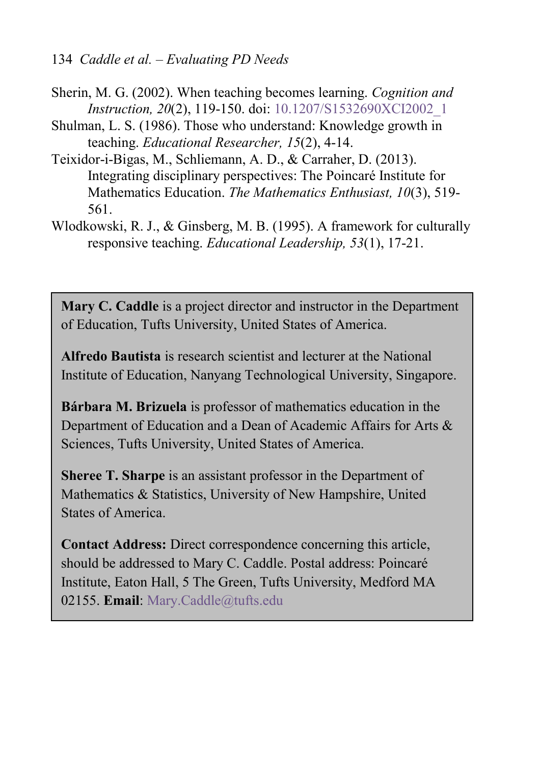Sherin, M. G. (2002). When teaching becomes learning. *Cognition and Instruction, 20*(2), 119-150. doi: 10.1207/S1532690XCI2002_1

Shulman, L. S. (1986). Those who understand: Knowledge growth in teaching. *Educational Researcher, 15*(2), 4-14.

Teixidor-i-Bigas, M., Schliemann, A. D., & Carraher, D. (2013). Integrating disciplinary perspectives: The Poincaré Institute for Mathematics Education. *The Mathematics Enthusiast, 10*(3), 519-561.

Wlodkowski, R. J., & Ginsberg, M. B. (1995). A framework for culturally responsive teaching. *Educational Leadership, 53*(1), 17-21.

**Mary C. Caddle** is a project director and instructor in the Department of Education, Tufts University, United States of America.

**Alfredo Bautista** is research scientist and lecturer at the National Institute of Education, Nanyang Technological University, Singapore.

**Bárbara M. Brizuela** is professor of mathematics education in the Department of Education and a Dean of Academic Affairs for Arts & Sciences, Tufts University, United States of America.

**Sheree T. Sharpe** is an assistant professor in the Department of Mathematics & Statistics, University of New Hampshire, United States of America.

**Contact Address:** Direct correspondence concerning this article, should be addressed to Mary C. Caddle. Postal address: Poincaré Institute, Eaton Hall, 5 The Green, Tufts University, Medford MA 02155. **Email**: Mary.Caddle@tufts.edu